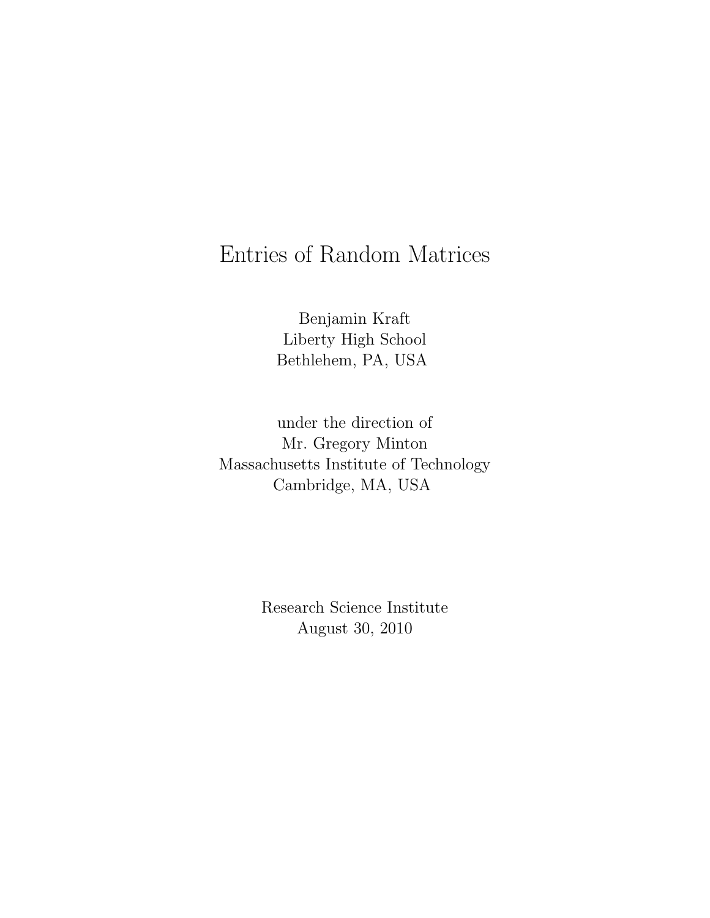# Entries of Random Matrices

Benjamin Kraft
Liberty High School
Bethlehem, PA, USA

under the direction of
Mr. Gregory Minton
Massachusetts Institute of Technology
Cambridge, MA, USA

Research Science Institute
August 30, 2010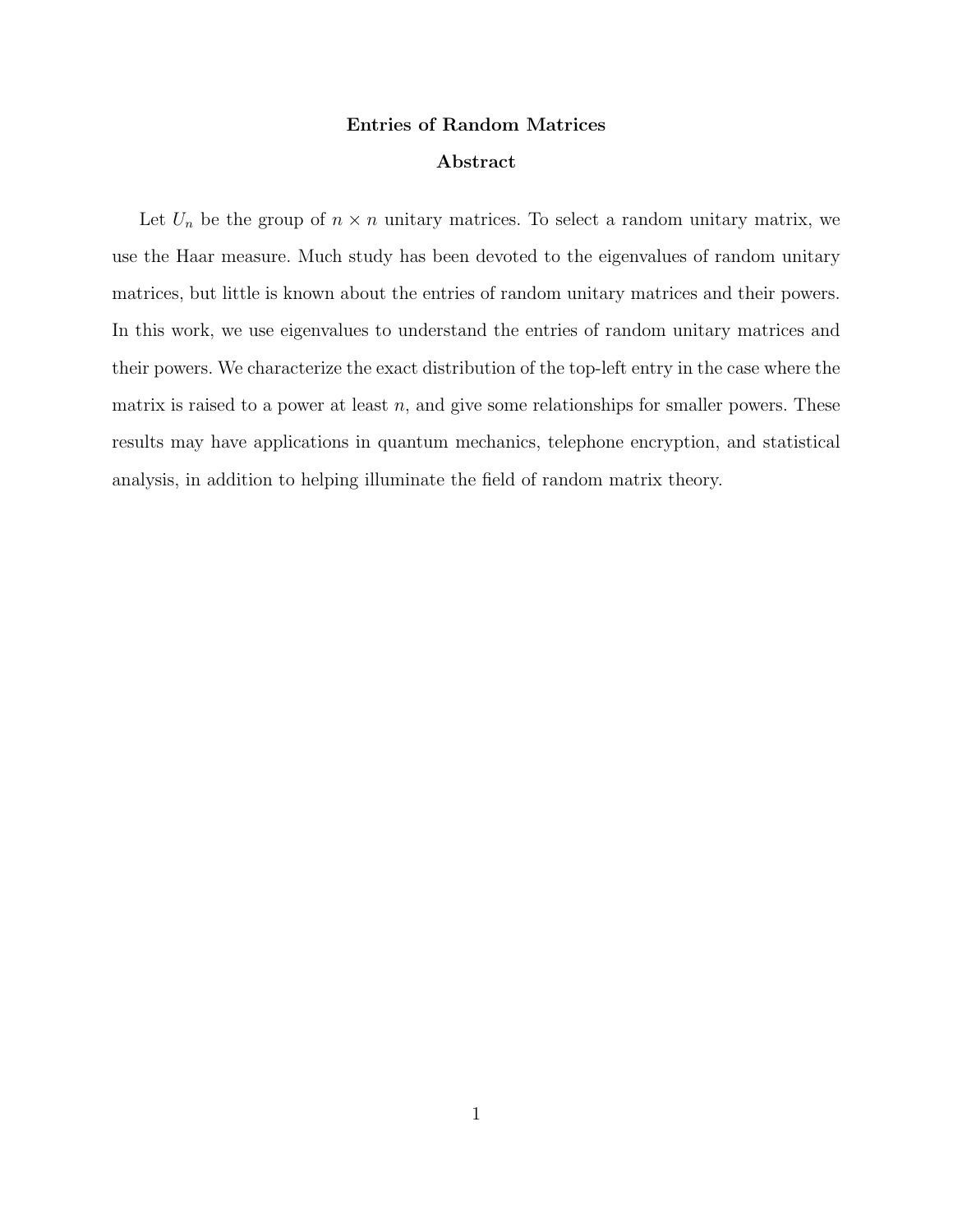**Entries of Random Matrices**

**Abstract**

Let $U_n$ be the group of $n \times n$ unitary matrices. To select a random unitary matrix, we use the Haar measure. Much study has been devoted to the eigenvalues of random unitary matrices, but little is known about the entries of random unitary matrices and their powers. In this work, we use eigenvalues to understand the entries of random unitary matrices and their powers. We characterize the exact distribution of the top-left entry in the case where the matrix is raised to a power at least $n$, and give some relationships for smaller powers. These results may have applications in quantum mechanics, telephone encryption, and statistical analysis, in addition to helping illuminate the field of random matrix theory.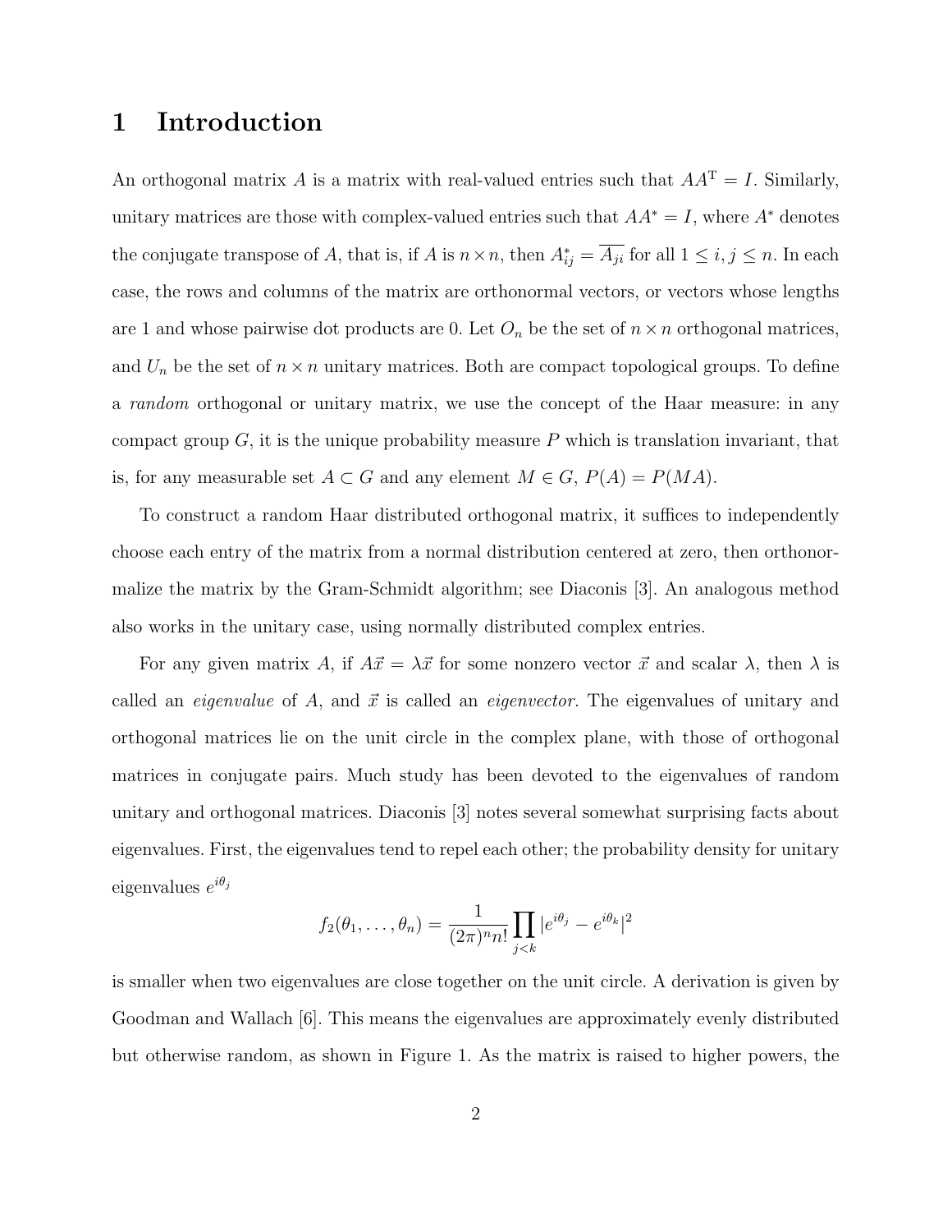# 1 Introduction

An orthogonal matrix $A$ is a matrix with real-valued entries such that $AA^{\mathrm{T}} = I$. Similarly, unitary matrices are those with complex-valued entries such that $AA^* = I$, where $A^*$ denotes the conjugate transpose of $A$, that is, if $A$ is $n \times n$, then $A^*_{ij} = \overline{A_{ji}}$ for all $1 \leq i, j \leq n$. In each case, the rows and columns of the matrix are orthonormal vectors, or vectors whose lengths are 1 and whose pairwise dot products are 0. Let $O_n$ be the set of $n \times n$ orthogonal matrices, and $U_n$ be the set of $n \times n$ unitary matrices. Both are compact topological groups. To define a *random* orthogonal or unitary matrix, we use the concept of the Haar measure: in any compact group $G$, it is the unique probability measure $P$ which is translation invariant, that is, for any measurable set $A \subset G$ and any element $M \in G$, $P(A) = P(MA)$.

To construct a random Haar distributed orthogonal matrix, it suffices to independently choose each entry of the matrix from a normal distribution centered at zero, then orthonormalize the matrix by the Gram-Schmidt algorithm; see Diaconis [3]. An analogous method also works in the unitary case, using normally distributed complex entries.

For any given matrix $A$, if $A\vec{x} = \lambda\vec{x}$ for some nonzero vector $\vec{x}$ and scalar $\lambda$, then $\lambda$ is called an *eigenvalue* of $A$, and $\vec{x}$ is called an *eigenvector*. The eigenvalues of unitary and orthogonal matrices lie on the unit circle in the complex plane, with those of orthogonal matrices in conjugate pairs. Much study has been devoted to the eigenvalues of random unitary and orthogonal matrices. Diaconis [3] notes several somewhat surprising facts about eigenvalues. First, the eigenvalues tend to repel each other; the probability density for unitary eigenvalues $e^{i\theta_j}$

$$f_2(\theta_1, \ldots, \theta_n) = \frac{1}{(2\pi)^n n!} \prod_{j<k} |e^{i\theta_j} - e^{i\theta_k}|^2$$

is smaller when two eigenvalues are close together on the unit circle. A derivation is given by Goodman and Wallach [6]. This means the eigenvalues are approximately evenly distributed but otherwise random, as shown in Figure 1. As the matrix is raised to higher powers, the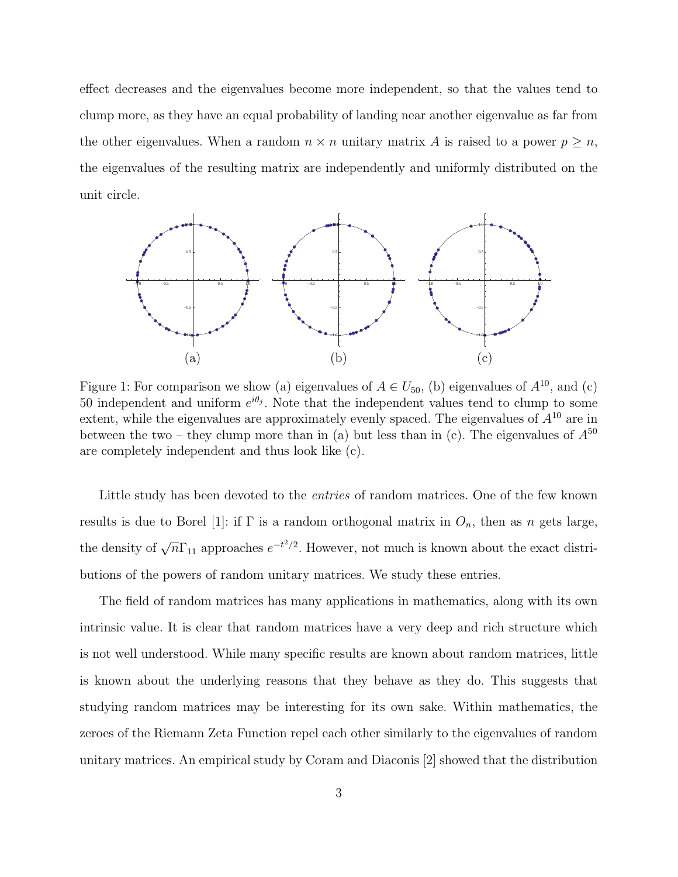effect decreases and the eigenvalues become more independent, so that the values tend to clump more, as they have an equal probability of landing near another eigenvalue as far from the other eigenvalues. When a random $n \times n$ unitary matrix $A$ is raised to a power $p \geq n$, the eigenvalues of the resulting matrix are independently and uniformly distributed on the unit circle.

(a) (b) (c)

Figure 1: For comparison we show (a) eigenvalues of $A \in U_{50}$, (b) eigenvalues of $A^{10}$, and (c) 50 independent and uniform $e^{i\theta_j}$. Note that the independent values tend to clump to some extent, while the eigenvalues are approximately evenly spaced. The eigenvalues of $A^{10}$ are in between the two – they clump more than in (a) but less than in (c). The eigenvalues of $A^{50}$ are completely independent and thus look like (c).

Little study has been devoted to the *entries* of random matrices. One of the few known results is due to Borel [1]: if $\Gamma$ is a random orthogonal matrix in $O_n$, then as $n$ gets large, the density of $\sqrt{n}\Gamma_{11}$ approaches $e^{-t^2/2}$. However, not much is known about the exact distributions of the powers of random unitary matrices. We study these entries.

The field of random matrices has many applications in mathematics, along with its own intrinsic value. It is clear that random matrices have a very deep and rich structure which is not well understood. While many specific results are known about random matrices, little is known about the underlying reasons that they behave as they do. This suggests that studying random matrices may be interesting for its own sake. Within mathematics, the zeroes of the Riemann Zeta Function repel each other similarly to the eigenvalues of random unitary matrices. An empirical study by Coram and Diaconis [2] showed that the distribution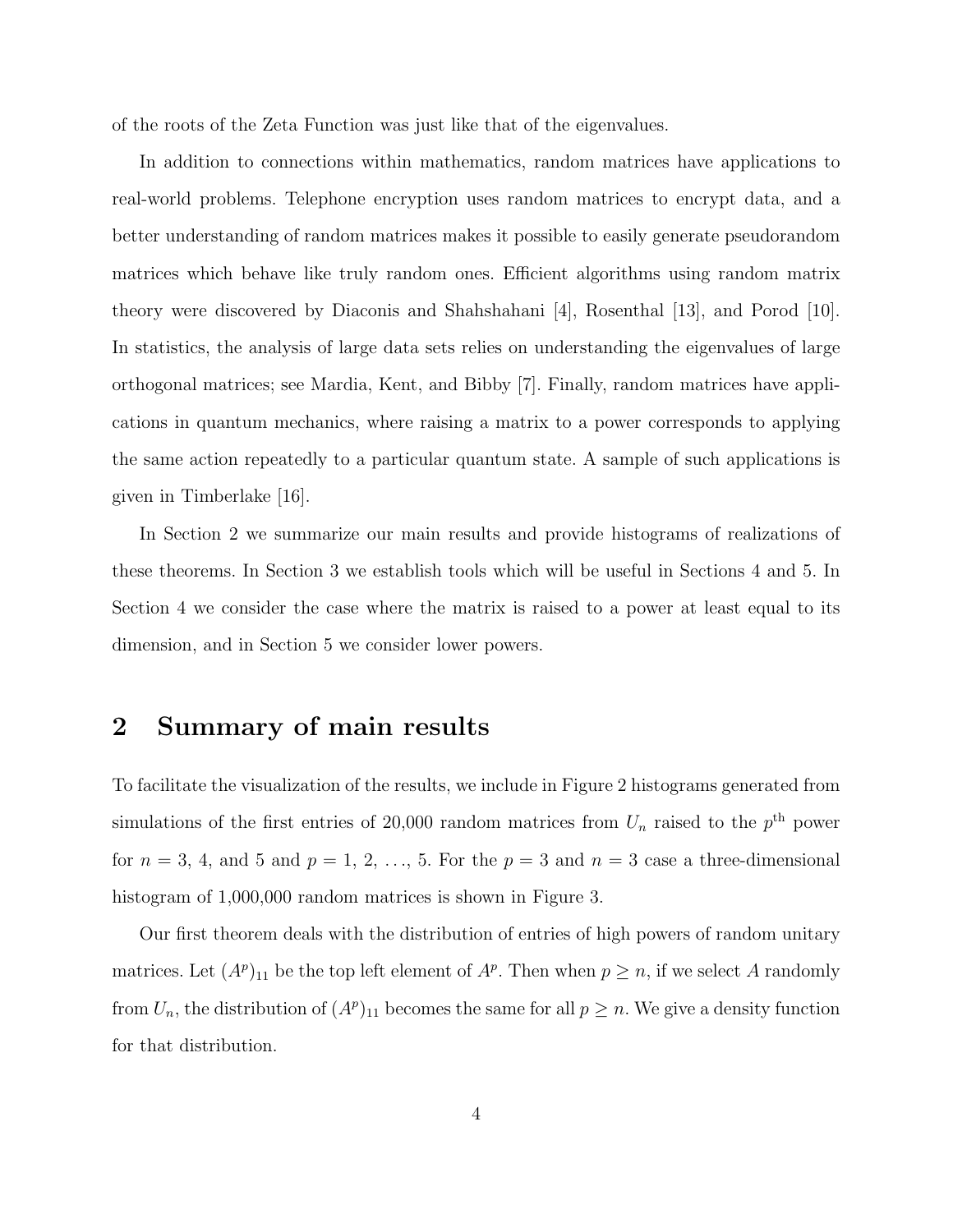of the roots of the Zeta Function was just like that of the eigenvalues.

In addition to connections within mathematics, random matrices have applications to real-world problems. Telephone encryption uses random matrices to encrypt data, and a better understanding of random matrices makes it possible to easily generate pseudorandom matrices which behave like truly random ones. Efficient algorithms using random matrix theory were discovered by Diaconis and Shahshahani [4], Rosenthal [13], and Porod [10]. In statistics, the analysis of large data sets relies on understanding the eigenvalues of large orthogonal matrices; see Mardia, Kent, and Bibby [7]. Finally, random matrices have applications in quantum mechanics, where raising a matrix to a power corresponds to applying the same action repeatedly to a particular quantum state. A sample of such applications is given in Timberlake [16].

In Section 2 we summarize our main results and provide histograms of realizations of these theorems. In Section 3 we establish tools which will be useful in Sections 4 and 5. In Section 4 we consider the case where the matrix is raised to a power at least equal to its dimension, and in Section 5 we consider lower powers.

## 2 Summary of main results

To facilitate the visualization of the results, we include in Figure 2 histograms generated from simulations of the first entries of 20,000 random matrices from $U_n$ raised to the $p^{\text{th}}$ power for $n = 3$, 4, and 5 and $p = 1, 2, \ldots, 5$. For the $p = 3$ and $n = 3$ case a three-dimensional histogram of 1,000,000 random matrices is shown in Figure 3.

Our first theorem deals with the distribution of entries of high powers of random unitary matrices. Let $(A^p)_{11}$ be the top left element of $A^p$. Then when $p \geq n$, if we select $A$ randomly from $U_n$, the distribution of $(A^p)_{11}$ becomes the same for all $p \geq n$. We give a density function for that distribution.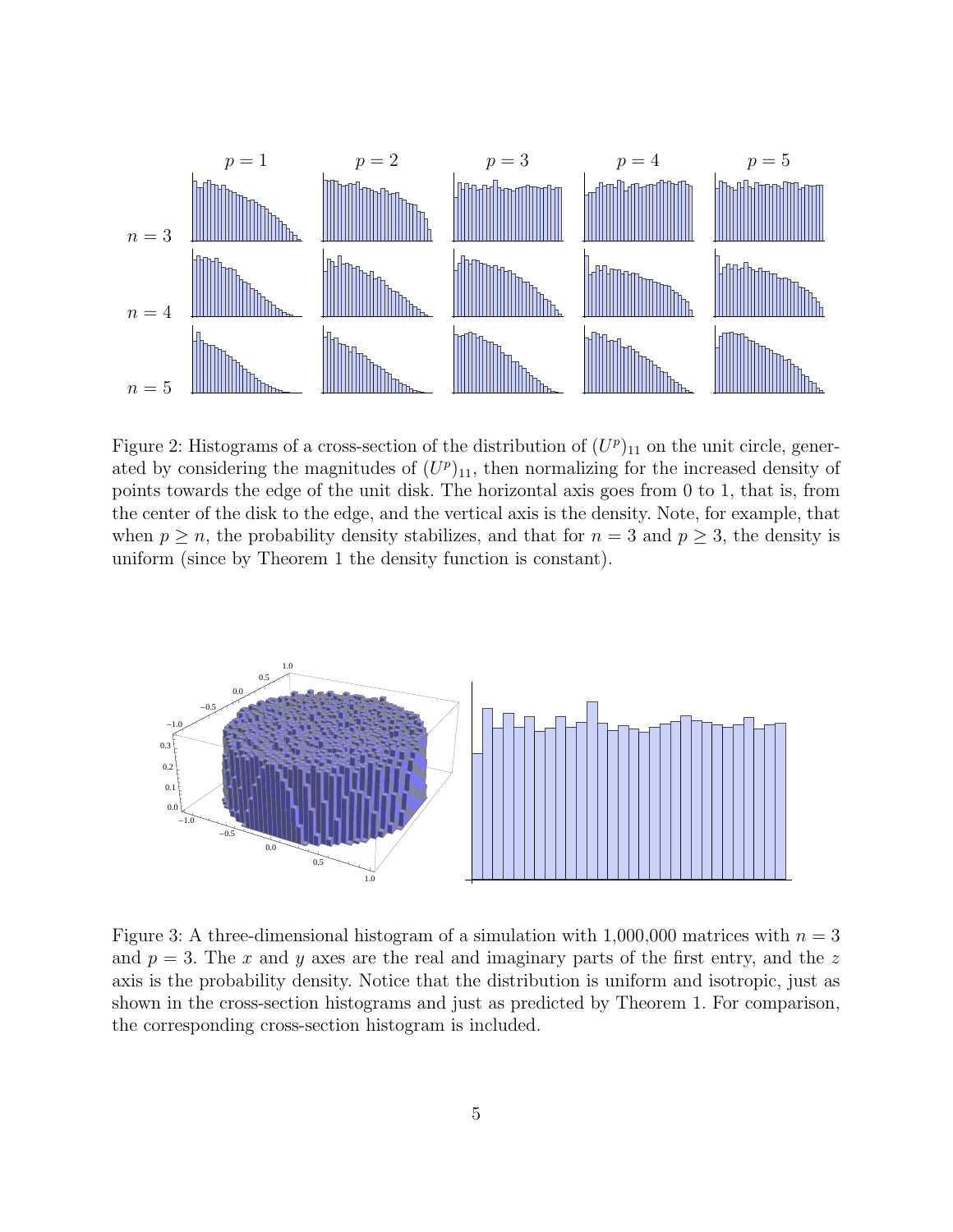Figure 2: Histograms of a cross-section of the distribution of $(U^p)_{11}$ on the unit circle, generated by considering the magnitudes of $(U^p)_{11}$, then normalizing for the increased density of points towards the edge of the unit disk. The horizontal axis goes from 0 to 1, that is, from the center of the disk to the edge, and the vertical axis is the density. Note, for example, that when $p \geq n$, the probability density stabilizes, and that for $n = 3$ and $p \geq 3$, the density is uniform (since by Theorem 1 the density function is constant).

Figure 3: A three-dimensional histogram of a simulation with 1,000,000 matrices with $n = 3$ and $p = 3$. The $x$ and $y$ axes are the real and imaginary parts of the first entry, and the $z$ axis is the probability density. Notice that the distribution is uniform and isotropic, just as shown in the cross-section histograms and just as predicted by Theorem 1. For comparison, the corresponding cross-section histogram is included.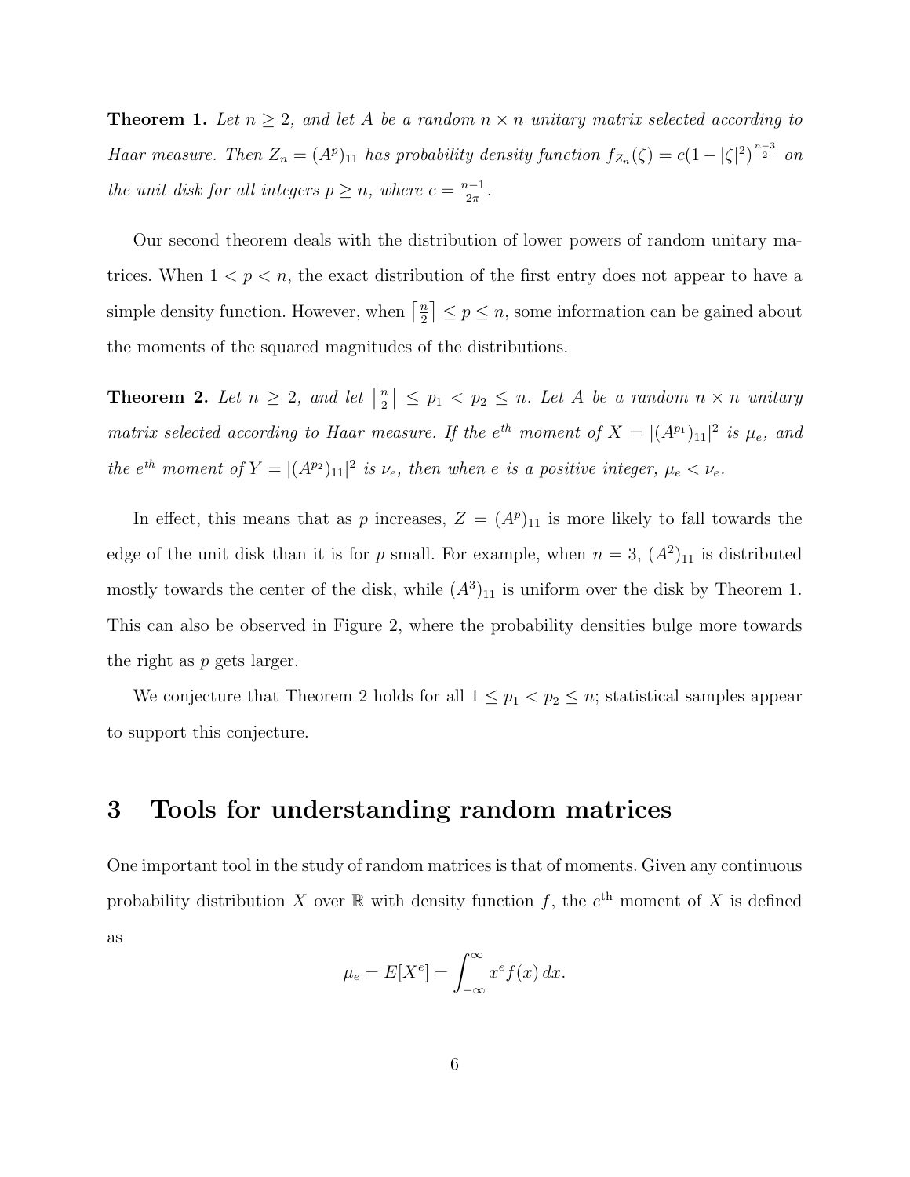**Theorem 1.** *Let $n \geq 2$, and let $A$ be a random $n \times n$ unitary matrix selected according to Haar measure. Then $Z_n = (A^p)_{11}$ has probability density function $f_{Z_n}(\zeta) = c(1 - |\zeta|^2)^{\frac{n-3}{2}}$ on the unit disk for all integers $p \geq n$, where $c = \frac{n-1}{2\pi}$.*

Our second theorem deals with the distribution of lower powers of random unitary matrices. When $1 < p < n$, the exact distribution of the first entry does not appear to have a simple density function. However, when $\lceil \frac{n}{2} \rceil \leq p \leq n$, some information can be gained about the moments of the squared magnitudes of the distributions.

**Theorem 2.** *Let $n \geq 2$, and let $\lceil \frac{n}{2} \rceil \leq p_1 < p_2 \leq n$. Let $A$ be a random $n \times n$ unitary matrix selected according to Haar measure. If the $e^{th}$ moment of $X = |(A^{p_1})_{11}|^2$ is $\mu_e$, and the $e^{th}$ moment of $Y = |(A^{p_2})_{11}|^2$ is $\nu_e$, then when $e$ is a positive integer, $\mu_e < \nu_e$.*

In effect, this means that as $p$ increases, $Z = (A^p)_{11}$ is more likely to fall towards the edge of the unit disk than it is for $p$ small. For example, when $n = 3$, $(A^2)_{11}$ is distributed mostly towards the center of the disk, while $(A^3)_{11}$ is uniform over the disk by Theorem 1. This can also be observed in Figure 2, where the probability densities bulge more towards the right as $p$ gets larger.

We conjecture that Theorem 2 holds for all $1 \leq p_1 < p_2 \leq n$; statistical samples appear to support this conjecture.

# 3 Tools for understanding random matrices

One important tool in the study of random matrices is that of moments. Given any continuous probability distribution $X$ over $\mathbb{R}$ with density function $f$, the $e^{\text{th}}$ moment of $X$ is defined as

$$\mu_e = E[X^e] = \int_{-\infty}^{\infty} x^e f(x)\, dx.$$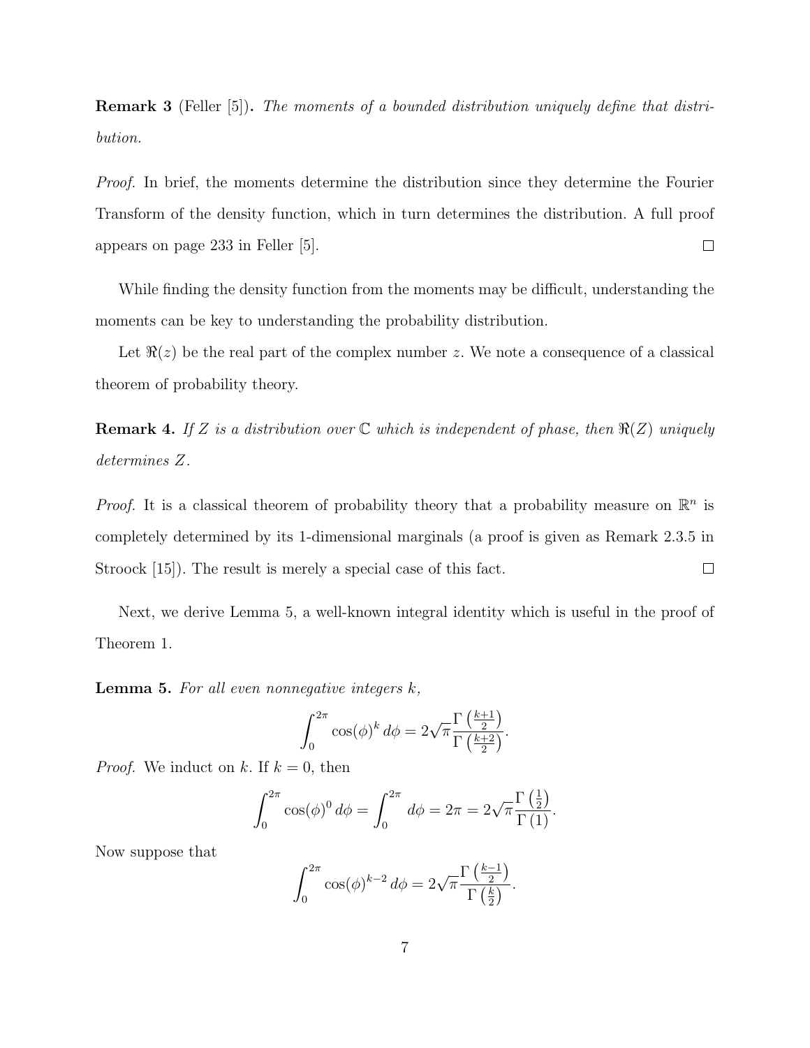**Remark 3** (Feller [5])**.** *The moments of a bounded distribution uniquely define that distribution.*

*Proof.* In brief, the moments determine the distribution since they determine the Fourier Transform of the density function, which in turn determines the distribution. A full proof appears on page 233 in Feller [5]. □

While finding the density function from the moments may be difficult, understanding the moments can be key to understanding the probability distribution.

Let $\Re(z)$ be the real part of the complex number $z$. We note a consequence of a classical theorem of probability theory.

**Remark 4.** *If $Z$ is a distribution over $\mathbb{C}$ which is independent of phase, then $\Re(Z)$ uniquely determines $Z$.*

*Proof.* It is a classical theorem of probability theory that a probability measure on $\mathbb{R}^n$ is completely determined by its 1-dimensional marginals (a proof is given as Remark 2.3.5 in Stroock [15]). The result is merely a special case of this fact. □

Next, we derive Lemma 5, a well-known integral identity which is useful in the proof of Theorem 1.

**Lemma 5.** *For all even nonnegative integers $k$,*

$$\int_0^{2\pi} \cos(\phi)^k \, d\phi = 2\sqrt{\pi}\frac{\Gamma\left(\frac{k+1}{2}\right)}{\Gamma\left(\frac{k+2}{2}\right)}.$$

*Proof.* We induct on $k$. If $k = 0$, then

$$\int_0^{2\pi} \cos(\phi)^0 \, d\phi = \int_0^{2\pi} d\phi = 2\pi = 2\sqrt{\pi}\frac{\Gamma\left(\frac{1}{2}\right)}{\Gamma\left(1\right)}.$$

Now suppose that

$$\int_0^{2\pi} \cos(\phi)^{k-2} \, d\phi = 2\sqrt{\pi}\frac{\Gamma\left(\frac{k-1}{2}\right)}{\Gamma\left(\frac{k}{2}\right)}.$$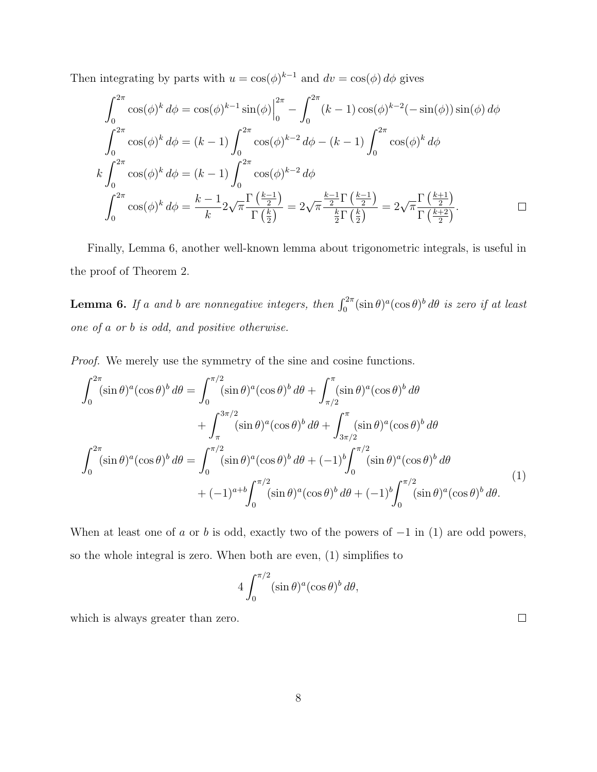Then integrating by parts with $u = \cos(\phi)^{k-1}$ and $dv = \cos(\phi)\, d\phi$ gives

$$
\begin{aligned}
\int_0^{2\pi} \cos(\phi)^k \, d\phi &= \cos(\phi)^{k-1} \sin(\phi)\Big|_0^{2\pi} - \int_0^{2\pi} (k-1)\cos(\phi)^{k-2}(-\sin(\phi))\sin(\phi)\, d\phi \\
\int_0^{2\pi} \cos(\phi)^k \, d\phi &= (k-1)\int_0^{2\pi} \cos(\phi)^{k-2}\, d\phi - (k-1)\int_0^{2\pi} \cos(\phi)^k \, d\phi \\
k\int_0^{2\pi} \cos(\phi)^k \, d\phi &= (k-1)\int_0^{2\pi} \cos(\phi)^{k-2}\, d\phi \\
\int_0^{2\pi} \cos(\phi)^k \, d\phi &= \frac{k-1}{k} 2\sqrt{\pi}\frac{\Gamma\left(\frac{k-1}{2}\right)}{\Gamma\left(\frac{k}{2}\right)} = 2\sqrt{\pi}\frac{\frac{k-1}{2}\Gamma\left(\frac{k-1}{2}\right)}{\frac{k}{2}\Gamma\left(\frac{k}{2}\right)} = 2\sqrt{\pi}\frac{\Gamma\left(\frac{k+1}{2}\right)}{\Gamma\left(\frac{k+2}{2}\right)}.
\end{aligned}
$$

□

Finally, Lemma 6, another well-known lemma about trigonometric integrals, is useful in the proof of Theorem 2.

**Lemma 6.** *If $a$ and $b$ are nonnegative integers, then $\int_0^{2\pi} (\sin\theta)^a (\cos\theta)^b \, d\theta$ is zero if at least one of $a$ or $b$ is odd, and positive otherwise.*

*Proof.* We merely use the symmetry of the sine and cosine functions.

$$
\begin{aligned}
\int_0^{2\pi} (\sin\theta)^a(\cos\theta)^b \, d\theta &= \int_0^{\pi/2} (\sin\theta)^a(\cos\theta)^b \, d\theta + \int_{\pi/2}^{\pi} (\sin\theta)^a(\cos\theta)^b \, d\theta \\
&\quad + \int_{\pi}^{3\pi/2} (\sin\theta)^a(\cos\theta)^b \, d\theta + \int_{3\pi/2}^{\pi} (\sin\theta)^a(\cos\theta)^b \, d\theta \\
\int_0^{2\pi} (\sin\theta)^a(\cos\theta)^b \, d\theta &= \int_0^{\pi/2} (\sin\theta)^a(\cos\theta)^b \, d\theta + (-1)^b \int_0^{\pi/2} (\sin\theta)^a(\cos\theta)^b \, d\theta \\
&\quad + (-1)^{a+b} \int_0^{\pi/2} (\sin\theta)^a(\cos\theta)^b \, d\theta + (-1)^b \int_0^{\pi/2} (\sin\theta)^a(\cos\theta)^b \, d\theta.
\end{aligned} \tag{1}
$$

When at least one of $a$ or $b$ is odd, exactly two of the powers of $-1$ in (1) are odd powers, so the whole integral is zero. When both are even, (1) simplifies to

$$
4\int_0^{\pi/2} (\sin\theta)^a(\cos\theta)^b \, d\theta,
$$

which is always greater than zero. □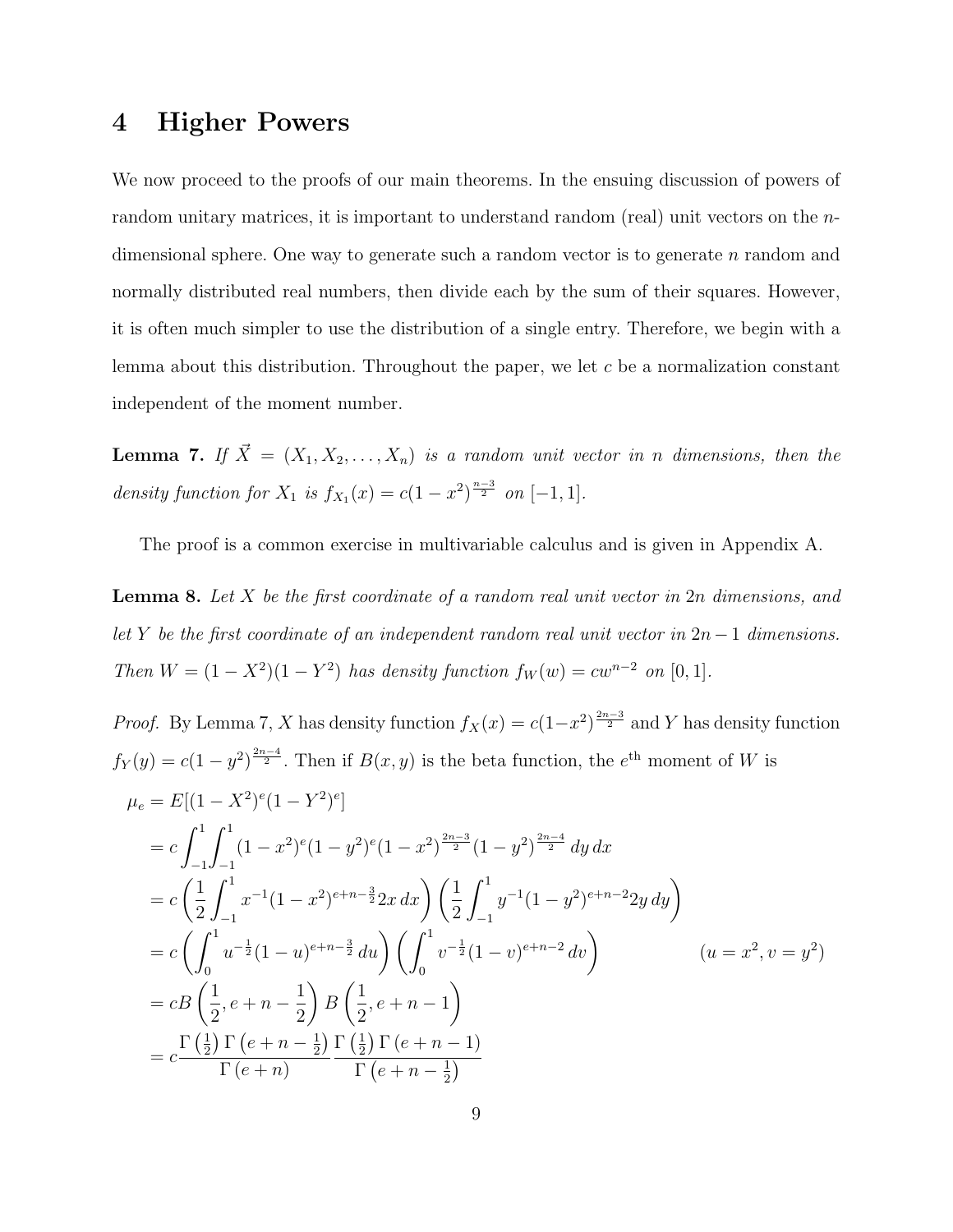# 4 Higher Powers

We now proceed to the proofs of our main theorems. In the ensuing discussion of powers of random unitary matrices, it is important to understand random (real) unit vectors on the $n$-dimensional sphere. One way to generate such a random vector is to generate $n$ random and normally distributed real numbers, then divide each by the sum of their squares. However, it is often much simpler to use the distribution of a single entry. Therefore, we begin with a lemma about this distribution. Throughout the paper, we let $c$ be a normalization constant independent of the moment number.

**Lemma 7.** *If $\vec{X} = (X_1, X_2, \ldots, X_n)$ is a random unit vector in $n$ dimensions, then the density function for $X_1$ is $f_{X_1}(x) = c(1-x^2)^{\frac{n-3}{2}}$ on $[-1, 1]$.*

The proof is a common exercise in multivariable calculus and is given in Appendix A.

**Lemma 8.** *Let $X$ be the first coordinate of a random real unit vector in $2n$ dimensions, and let $Y$ be the first coordinate of an independent random real unit vector in $2n-1$ dimensions. Then $W = (1-X^2)(1-Y^2)$ has density function $f_W(w) = cw^{n-2}$ on $[0, 1]$.*

*Proof.* By Lemma 7, $X$ has density function $f_X(x) = c(1-x^2)^{\frac{2n-3}{2}}$ and $Y$ has density function $f_Y(y) = c(1-y^2)^{\frac{2n-4}{2}}$. Then if $B(x, y)$ is the beta function, the $e^{\text{th}}$ moment of $W$ is

$$
\begin{aligned}
\mu_e &= E[(1-X^2)^e(1-Y^2)^e] \\
&= c\int_{-1}^{1}\int_{-1}^{1}(1-x^2)^e(1-y^2)^e(1-x^2)^{\frac{2n-3}{2}}(1-y^2)^{\frac{2n-4}{2}}\,dy\,dx \\
&= c\left(\frac{1}{2}\int_{-1}^{1}x^{-1}(1-x^2)^{e+n-\frac{3}{2}}2x\,dx\right)\left(\frac{1}{2}\int_{-1}^{1}y^{-1}(1-y^2)^{e+n-2}2y\,dy\right) \\
&= c\left(\int_{0}^{1}u^{-\frac{1}{2}}(1-u)^{e+n-\frac{3}{2}}\,du\right)\left(\int_{0}^{1}v^{-\frac{1}{2}}(1-v)^{e+n-2}\,dv\right) \qquad (u = x^2, v = y^2) \\
&= cB\left(\frac{1}{2}, e+n-\frac{1}{2}\right)B\left(\frac{1}{2}, e+n-1\right) \\
&= c\frac{\Gamma\left(\frac{1}{2}\right)\Gamma\left(e+n-\frac{1}{2}\right)}{\Gamma\left(e+n\right)}\frac{\Gamma\left(\frac{1}{2}\right)\Gamma\left(e+n-1\right)}{\Gamma\left(e+n-\frac{1}{2}\right)}
\end{aligned}
$$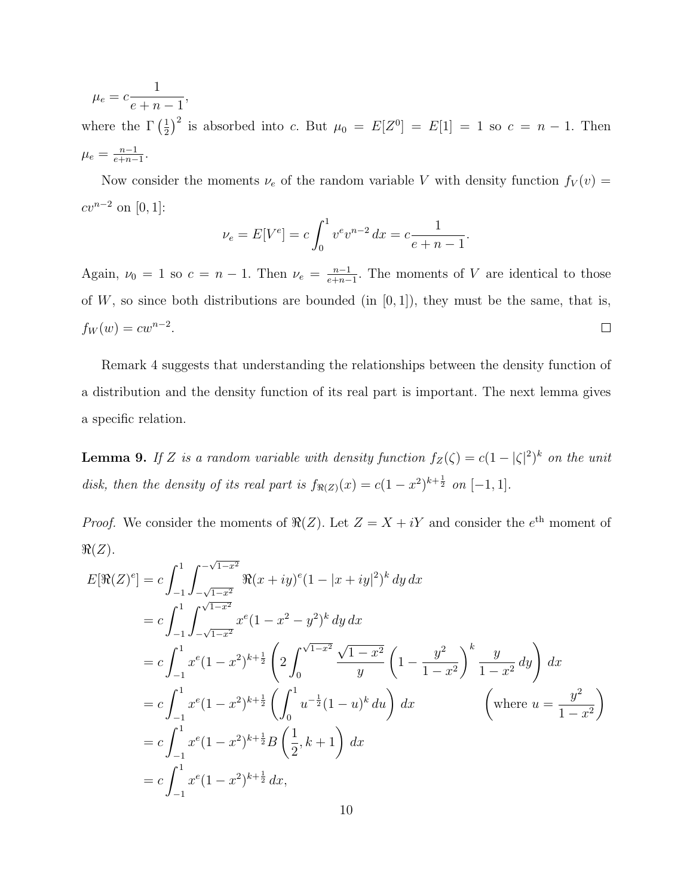$$\mu_e = c\frac{1}{e+n-1},$$

where the $\Gamma\left(\frac{1}{2}\right)^2$ is absorbed into $c$. But $\mu_0 = E[Z^0] = E[1] = 1$ so $c = n-1$. Then $\mu_e = \frac{n-1}{e+n-1}$.

Now consider the moments $\nu_e$ of the random variable $V$ with density function $f_V(v) = cv^{n-2}$ on $[0,1]$:

$$\nu_e = E[V^e] = c\int_0^1 v^e v^{n-2}\,dx = c\frac{1}{e+n-1}.$$

Again, $\nu_0 = 1$ so $c = n-1$. Then $\nu_e = \frac{n-1}{e+n-1}$. The moments of $V$ are identical to those of $W$, so since both distributions are bounded (in $[0,1]$), they must be the same, that is, $f_W(w) = cw^{n-2}$. □

Remark 4 suggests that understanding the relationships between the density function of a distribution and the density function of its real part is important. The next lemma gives a specific relation.

**Lemma 9.** *If $Z$ is a random variable with density function $f_Z(\zeta) = c(1-|\zeta|^2)^k$ on the unit disk, then the density of its real part is $f_{\Re(Z)}(x) = c(1-x^2)^{k+\frac{1}{2}}$ on $[-1,1]$.*

*Proof.* We consider the moments of $\Re(Z)$. Let $Z = X + iY$ and consider the $e^{\text{th}}$ moment of $\Re(Z)$.

$$\begin{aligned}
E[\Re(Z)^e] &= c\int_{-1}^{1}\int_{-\sqrt{1-x^2}}^{-\sqrt{1-x^2}} \Re(x+iy)^e(1-|x+iy|^2)^k\,dy\,dx \\
&= c\int_{-1}^{1}\int_{-\sqrt{1-x^2}}^{\sqrt{1-x^2}} x^e(1-x^2-y^2)^k\,dy\,dx \\
&= c\int_{-1}^{1} x^e(1-x^2)^{k+\frac{1}{2}}\left(2\int_0^{\sqrt{1-x^2}} \frac{\sqrt{1-x^2}}{y}\left(1-\frac{y^2}{1-x^2}\right)^k \frac{y}{1-x^2}\,dy\right)dx \\
&= c\int_{-1}^{1} x^e(1-x^2)^{k+\frac{1}{2}}\left(\int_0^1 u^{-\frac{1}{2}}(1-u)^k\,du\right)dx \qquad \left(\text{where } u = \frac{y^2}{1-x^2}\right) \\
&= c\int_{-1}^{1} x^e(1-x^2)^{k+\frac{1}{2}} B\left(\frac{1}{2},k+1\right)dx \\
&= c\int_{-1}^{1} x^e(1-x^2)^{k+\frac{1}{2}}\,dx,
\end{aligned}$$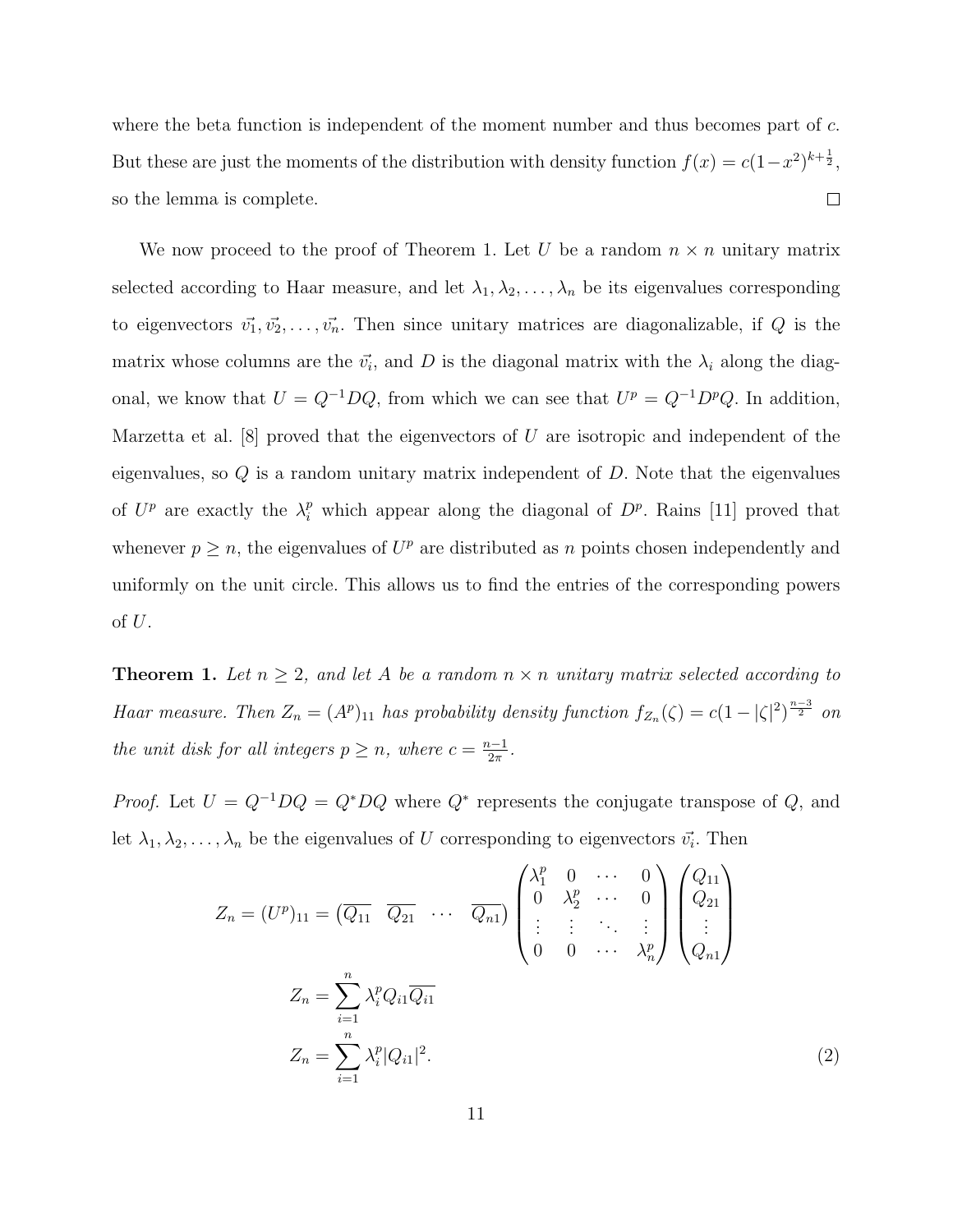where the beta function is independent of the moment number and thus becomes part of $c$. But these are just the moments of the distribution with density function $f(x) = c(1-x^2)^{k+\frac{1}{2}}$, so the lemma is complete. $\square$

We now proceed to the proof of Theorem 1. Let $U$ be a random $n \times n$ unitary matrix selected according to Haar measure, and let $\lambda_1, \lambda_2, \ldots, \lambda_n$ be its eigenvalues corresponding to eigenvectors $\vec{v_1}, \vec{v_2}, \ldots, \vec{v_n}$. Then since unitary matrices are diagonalizable, if $Q$ is the matrix whose columns are the $\vec{v_i}$, and $D$ is the diagonal matrix with the $\lambda_i$ along the diagonal, we know that $U = Q^{-1}DQ$, from which we can see that $U^p = Q^{-1}D^pQ$. In addition, Marzetta et al. [8] proved that the eigenvectors of $U$ are isotropic and independent of the eigenvalues, so $Q$ is a random unitary matrix independent of $D$. Note that the eigenvalues of $U^p$ are exactly the $\lambda_i^p$ which appear along the diagonal of $D^p$. Rains [11] proved that whenever $p \geq n$, the eigenvalues of $U^p$ are distributed as $n$ points chosen independently and uniformly on the unit circle. This allows us to find the entries of the corresponding powers of $U$.

**Theorem 1.** *Let $n \geq 2$, and let $A$ be a random $n \times n$ unitary matrix selected according to Haar measure. Then $Z_n = (A^p)_{11}$ has probability density function $f_{Z_n}(\zeta) = c(1-|\zeta|^2)^{\frac{n-3}{2}}$ on the unit disk for all integers $p \geq n$, where $c = \frac{n-1}{2\pi}$.*

*Proof.* Let $U = Q^{-1}DQ = Q^*DQ$ where $Q^*$ represents the conjugate transpose of $Q$, and let $\lambda_1, \lambda_2, \ldots, \lambda_n$ be the eigenvalues of $U$ corresponding to eigenvectors $\vec{v_i}$. Then

$$
\begin{aligned}
Z_n = (U^p)_{11} &= \begin{pmatrix} \overline{Q_{11}} & \overline{Q_{21}} & \cdots & \overline{Q_{n1}} \end{pmatrix} \begin{pmatrix} \lambda_1^p & 0 & \cdots & 0 \\ 0 & \lambda_2^p & \cdots & 0 \\ \vdots & \vdots & \ddots & \vdots \\ 0 & 0 & \cdots & \lambda_n^p \end{pmatrix} \begin{pmatrix} Q_{11} \\ Q_{21} \\ \vdots \\ Q_{n1} \end{pmatrix} \\
Z_n &= \sum_{i=1}^{n} \lambda_i^p Q_{i1} \overline{Q_{i1}} \\
Z_n &= \sum_{i=1}^{n} \lambda_i^p |Q_{i1}|^2. \qquad (2)
\end{aligned}
$$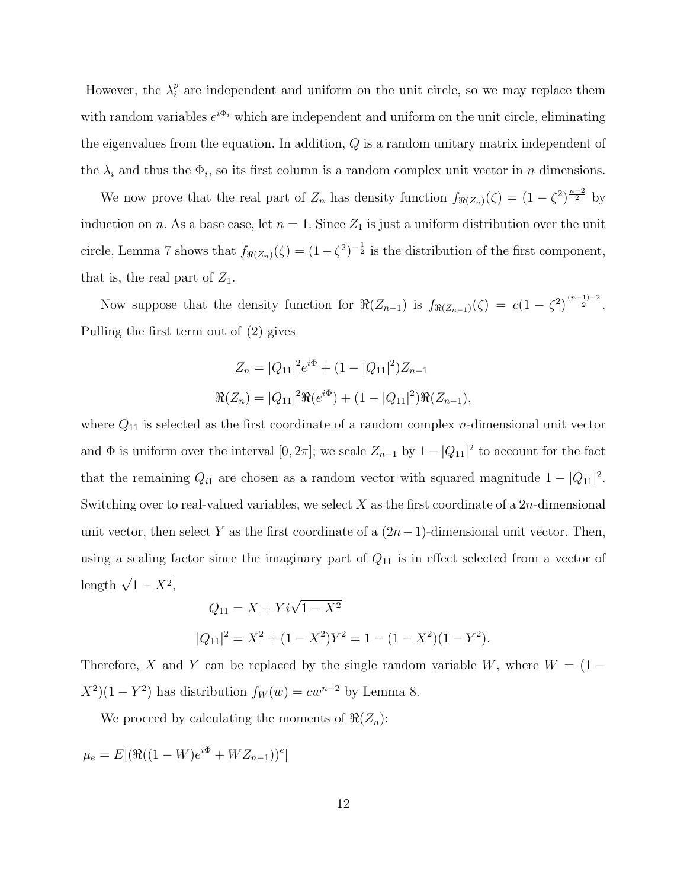However, the $\lambda_i^p$ are independent and uniform on the unit circle, so we may replace them with random variables $e^{i\Phi_i}$ which are independent and uniform on the unit circle, eliminating the eigenvalues from the equation. In addition, $Q$ is a random unitary matrix independent of the $\lambda_i$ and thus the $\Phi_i$, so its first column is a random complex unit vector in $n$ dimensions.

We now prove that the real part of $Z_n$ has density function $f_{\Re(Z_n)}(\zeta) = (1-\zeta^2)^{\frac{n-2}{2}}$ by induction on $n$. As a base case, let $n = 1$. Since $Z_1$ is just a uniform distribution over the unit circle, Lemma 7 shows that $f_{\Re(Z_n)}(\zeta) = (1-\zeta^2)^{-\frac{1}{2}}$ is the distribution of the first component, that is, the real part of $Z_1$.

Now suppose that the density function for $\Re(Z_{n-1})$ is $f_{\Re(Z_{n-1})}(\zeta) = c(1-\zeta^2)^{\frac{(n-1)-2}{2}}$. Pulling the first term out of (2) gives

$$Z_n = |Q_{11}|^2 e^{i\Phi} + (1 - |Q_{11}|^2) Z_{n-1}$$
$$\Re(Z_n) = |Q_{11}|^2 \Re(e^{i\Phi}) + (1 - |Q_{11}|^2)\Re(Z_{n-1}),$$

where $Q_{11}$ is selected as the first coordinate of a random complex $n$-dimensional unit vector and $\Phi$ is uniform over the interval $[0, 2\pi]$; we scale $Z_{n-1}$ by $1 - |Q_{11}|^2$ to account for the fact that the remaining $Q_{i1}$ are chosen as a random vector with squared magnitude $1 - |Q_{11}|^2$. Switching over to real-valued variables, we select $X$ as the first coordinate of a $2n$-dimensional unit vector, then select $Y$ as the first coordinate of a $(2n-1)$-dimensional unit vector. Then, using a scaling factor since the imaginary part of $Q_{11}$ is in effect selected from a vector of length $\sqrt{1-X^2}$,

$$Q_{11} = X + Yi\sqrt{1-X^2}$$
$$|Q_{11}|^2 = X^2 + (1-X^2)Y^2 = 1 - (1-X^2)(1-Y^2).$$

Therefore, $X$ and $Y$ can be replaced by the single random variable $W$, where $W = (1 - X^2)(1-Y^2)$ has distribution $f_W(w) = cw^{n-2}$ by Lemma 8.

We proceed by calculating the moments of $\Re(Z_n)$:

$$\mu_e = E[(\Re((1-W)e^{i\Phi} + WZ_{n-1}))^e]$$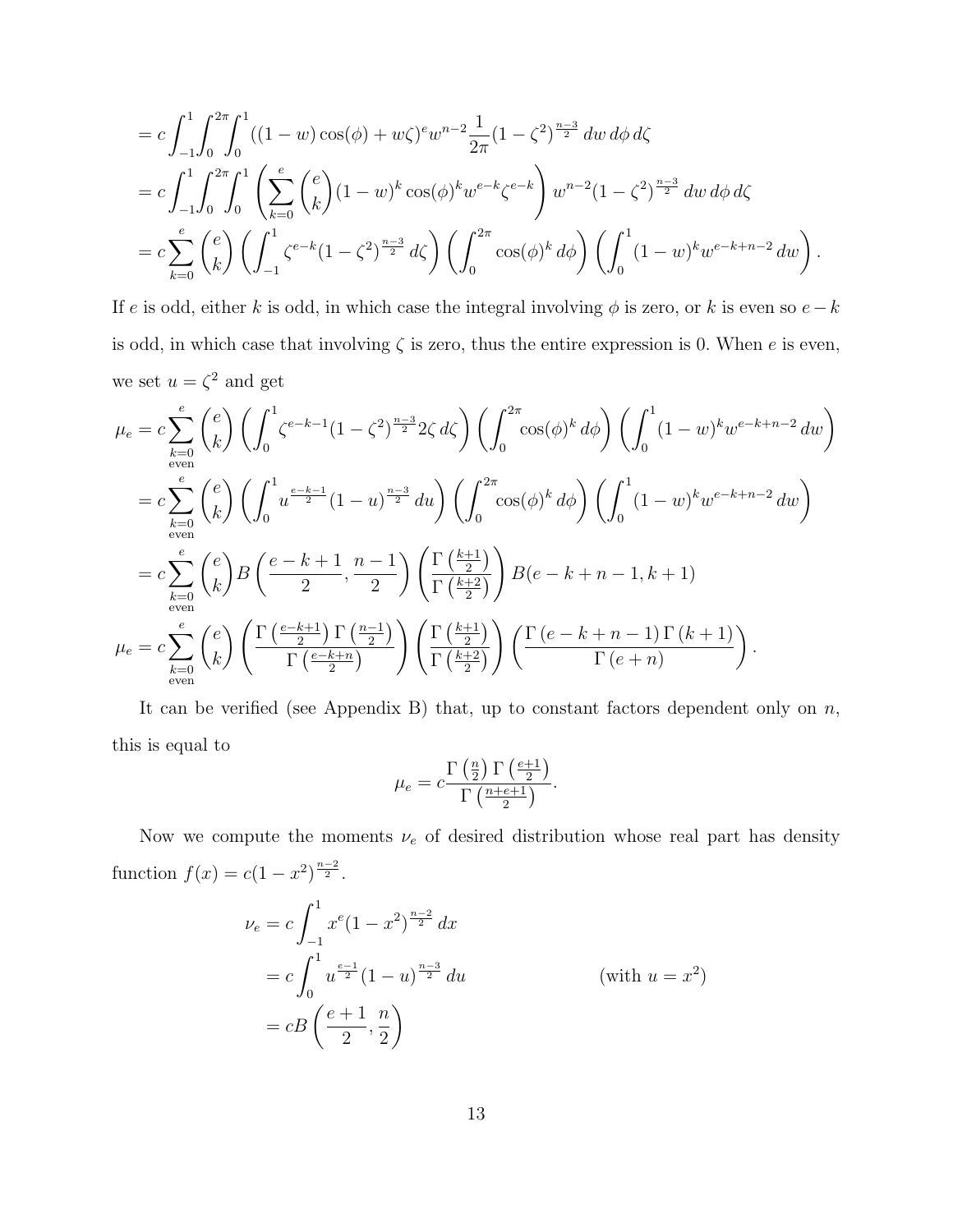$$
\begin{aligned}
&= c\int_{-1}^{1}\int_{0}^{2\pi}\int_{0}^{1}((1-w)\cos(\phi)+w\zeta)^e w^{n-2}\frac{1}{2\pi}(1-\zeta^2)^{\frac{n-3}{2}}\,dw\,d\phi\,d\zeta \\
&= c\int_{-1}^{1}\int_{0}^{2\pi}\int_{0}^{1}\left(\sum_{k=0}^{e}\binom{e}{k}(1-w)^k\cos(\phi)^k w^{e-k}\zeta^{e-k}\right)w^{n-2}(1-\zeta^2)^{\frac{n-3}{2}}\,dw\,d\phi\,d\zeta \\
&= c\sum_{k=0}^{e}\binom{e}{k}\left(\int_{-1}^{1}\zeta^{e-k}(1-\zeta^2)^{\frac{n-3}{2}}\,d\zeta\right)\left(\int_{0}^{2\pi}\cos(\phi)^k\,d\phi\right)\left(\int_{0}^{1}(1-w)^k w^{e-k+n-2}\,dw\right).
\end{aligned}
$$

If $e$ is odd, either $k$ is odd, in which case the integral involving $\phi$ is zero, or $k$ is even so $e-k$ is odd, in which case that involving $\zeta$ is zero, thus the entire expression is 0. When $e$ is even, we set $u=\zeta^2$ and get

$$
\begin{aligned}
\mu_e &= c\sum_{\substack{k=0\\ \text{even}}}^{e}\binom{e}{k}\left(\int_{0}^{1}\zeta^{e-k-1}(1-\zeta^2)^{\frac{n-3}{2}}2\zeta\,d\zeta\right)\left(\int_{0}^{2\pi}\cos(\phi)^k\,d\phi\right)\left(\int_{0}^{1}(1-w)^k w^{e-k+n-2}\,dw\right) \\
&= c\sum_{\substack{k=0\\ \text{even}}}^{e}\binom{e}{k}\left(\int_{0}^{1}u^{\frac{e-k-1}{2}}(1-u)^{\frac{n-3}{2}}\,du\right)\left(\int_{0}^{2\pi}\cos(\phi)^k\,d\phi\right)\left(\int_{0}^{1}(1-w)^k w^{e-k+n-2}\,dw\right) \\
&= c\sum_{\substack{k=0\\ \text{even}}}^{e}\binom{e}{k}B\left(\frac{e-k+1}{2},\frac{n-1}{2}\right)\left(\frac{\Gamma\left(\frac{k+1}{2}\right)}{\Gamma\left(\frac{k+2}{2}\right)}\right)B(e-k+n-1,k+1) \\
\mu_e &= c\sum_{\substack{k=0\\ \text{even}}}^{e}\binom{e}{k}\left(\frac{\Gamma\left(\frac{e-k+1}{2}\right)\Gamma\left(\frac{n-1}{2}\right)}{\Gamma\left(\frac{e-k+n}{2}\right)}\right)\left(\frac{\Gamma\left(\frac{k+1}{2}\right)}{\Gamma\left(\frac{k+2}{2}\right)}\right)\left(\frac{\Gamma\left(e-k+n-1\right)\Gamma\left(k+1\right)}{\Gamma\left(e+n\right)}\right).
\end{aligned}
$$

It can be verified (see Appendix B) that, up to constant factors dependent only on $n$, this is equal to

$$
\mu_e = c\frac{\Gamma\left(\frac{n}{2}\right)\Gamma\left(\frac{e+1}{2}\right)}{\Gamma\left(\frac{n+e+1}{2}\right)}.
$$

Now we compute the moments $\nu_e$ of desired distribution whose real part has density function $f(x)=c(1-x^2)^{\frac{n-2}{2}}$.

$$
\begin{aligned}
\nu_e &= c\int_{-1}^{1}x^e(1-x^2)^{\frac{n-2}{2}}\,dx \\
&= c\int_{0}^{1}u^{\frac{e-1}{2}}(1-u)^{\frac{n-3}{2}}\,du \qquad\qquad (\text{with } u=x^2) \\
&= cB\left(\frac{e+1}{2},\frac{n}{2}\right)
\end{aligned}
$$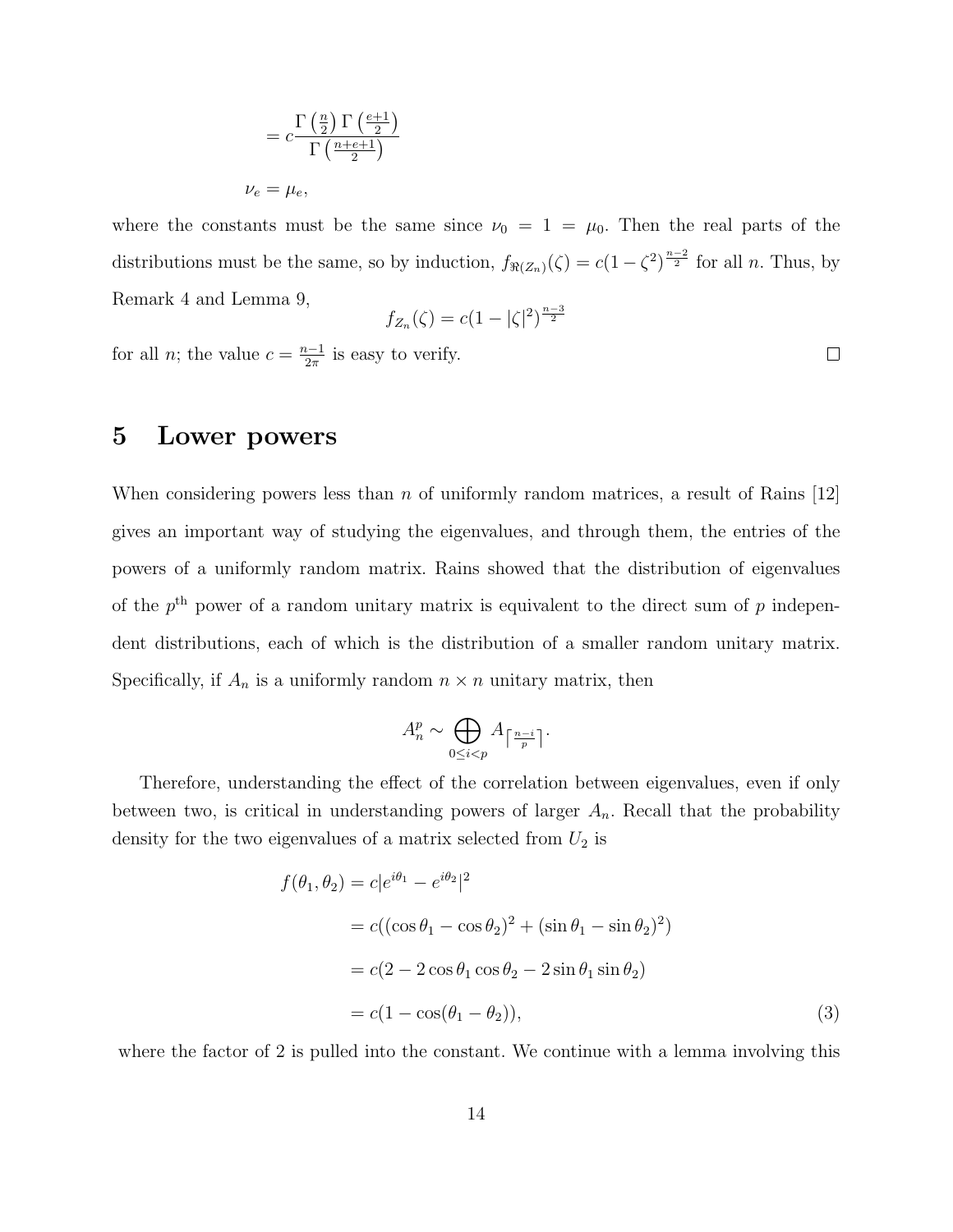$$= c\frac{\Gamma\left(\frac{n}{2}\right)\Gamma\left(\frac{e+1}{2}\right)}{\Gamma\left(\frac{n+e+1}{2}\right)}$$

$$\nu_e = \mu_e,$$

where the constants must be the same since $\nu_0 = 1 = \mu_0$. Then the real parts of the distributions must be the same, so by induction, $f_{\Re(Z_n)}(\zeta) = c(1-\zeta^2)^{\frac{n-2}{2}}$ for all $n$. Thus, by Remark 4 and Lemma 9,

$$f_{Z_n}(\zeta) = c(1-|\zeta|^2)^{\frac{n-3}{2}}$$

for all $n$; the value $c = \frac{n-1}{2\pi}$ is easy to verify. □

# 5 Lower powers

When considering powers less than $n$ of uniformly random matrices, a result of Rains [12] gives an important way of studying the eigenvalues, and through them, the entries of the powers of a uniformly random matrix. Rains showed that the distribution of eigenvalues of the $p^{\text{th}}$ power of a random unitary matrix is equivalent to the direct sum of $p$ independent distributions, each of which is the distribution of a smaller random unitary matrix. Specifically, if $A_n$ is a uniformly random $n \times n$ unitary matrix, then

$$A_n^p \sim \bigoplus_{0 \leq i < p} A_{\lceil \frac{n-i}{p} \rceil}.$$

Therefore, understanding the effect of the correlation between eigenvalues, even if only between two, is critical in understanding powers of larger $A_n$. Recall that the probability density for the two eigenvalues of a matrix selected from $U_2$ is

$$\begin{aligned}
f(\theta_1, \theta_2) &= c|e^{i\theta_1} - e^{i\theta_2}|^2 \\
&= c((\cos\theta_1 - \cos\theta_2)^2 + (\sin\theta_1 - \sin\theta_2)^2) \\
&= c(2 - 2\cos\theta_1\cos\theta_2 - 2\sin\theta_1\sin\theta_2) \\
&= c(1 - \cos(\theta_1 - \theta_2)), \qquad (3)
\end{aligned}$$

where the factor of 2 is pulled into the constant. We continue with a lemma involving this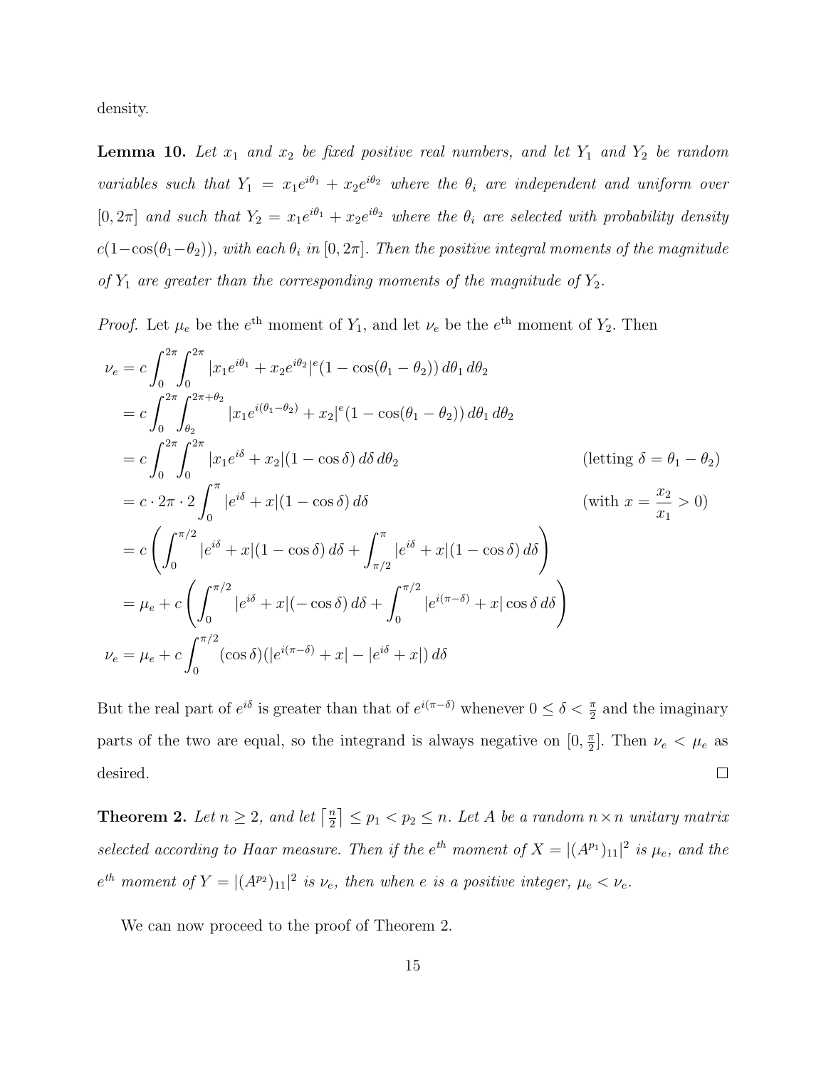density.

**Lemma 10.** *Let $x_1$ and $x_2$ be fixed positive real numbers, and let $Y_1$ and $Y_2$ be random variables such that $Y_1 = x_1 e^{i\theta_1} + x_2 e^{i\theta_2}$ where the $\theta_i$ are independent and uniform over $[0, 2\pi]$ and such that $Y_2 = x_1 e^{i\theta_1} + x_2 e^{i\theta_2}$ where the $\theta_i$ are selected with probability density $c(1-\cos(\theta_1-\theta_2))$, with each $\theta_i$ in $[0, 2\pi]$. Then the positive integral moments of the magnitude of $Y_1$ are greater than the corresponding moments of the magnitude of $Y_2$.*

*Proof.* Let $\mu_e$ be the $e^{\text{th}}$ moment of $Y_1$, and let $\nu_e$ be the $e^{\text{th}}$ moment of $Y_2$. Then

$$
\begin{aligned}
\nu_e &= c \int_0^{2\pi} \int_0^{2\pi} |x_1 e^{i\theta_1} + x_2 e^{i\theta_2}|^e (1 - \cos(\theta_1 - \theta_2))\, d\theta_1\, d\theta_2 \\
&= c \int_0^{2\pi} \int_{\theta_2}^{2\pi+\theta_2} |x_1 e^{i(\theta_1-\theta_2)} + x_2|^e (1 - \cos(\theta_1 - \theta_2))\, d\theta_1\, d\theta_2 \\
&= c \int_0^{2\pi} \int_0^{2\pi} |x_1 e^{i\delta} + x_2| (1 - \cos\delta)\, d\delta\, d\theta_2 && \text{(letting } \delta = \theta_1 - \theta_2\text{)} \\
&= c \cdot 2\pi \cdot 2 \int_0^{\pi} |e^{i\delta} + x| (1 - \cos\delta)\, d\delta && \text{(with } x = \frac{x_2}{x_1} > 0\text{)} \\
&= c \left( \int_0^{\pi/2} |e^{i\delta} + x| (1 - \cos\delta)\, d\delta + \int_{\pi/2}^{\pi} |e^{i\delta} + x| (1 - \cos\delta)\, d\delta \right) \\
&= \mu_e + c \left( \int_0^{\pi/2} |e^{i\delta} + x| (-\cos\delta)\, d\delta + \int_0^{\pi/2} |e^{i(\pi-\delta)} + x| \cos\delta\, d\delta \right) \\
\nu_e &= \mu_e + c \int_0^{\pi/2} (\cos\delta)(|e^{i(\pi-\delta)} + x| - |e^{i\delta} + x|)\, d\delta
\end{aligned}
$$

But the real part of $e^{i\delta}$ is greater than that of $e^{i(\pi-\delta)}$ whenever $0 \le \delta < \frac{\pi}{2}$ and the imaginary parts of the two are equal, so the integrand is always negative on $[0, \frac{\pi}{2}]$. Then $\nu_e < \mu_e$ as desired. □

**Theorem 2.** *Let $n \ge 2$, and let $\lceil \frac{n}{2} \rceil \le p_1 < p_2 \le n$. Let $A$ be a random $n \times n$ unitary matrix selected according to Haar measure. Then if the $e^{th}$ moment of $X = |(A^{p_1})_{11}|^2$ is $\mu_e$, and the $e^{th}$ moment of $Y = |(A^{p_2})_{11}|^2$ is $\nu_e$, then when $e$ is a positive integer, $\mu_e < \nu_e$.*

We can now proceed to the proof of Theorem 2.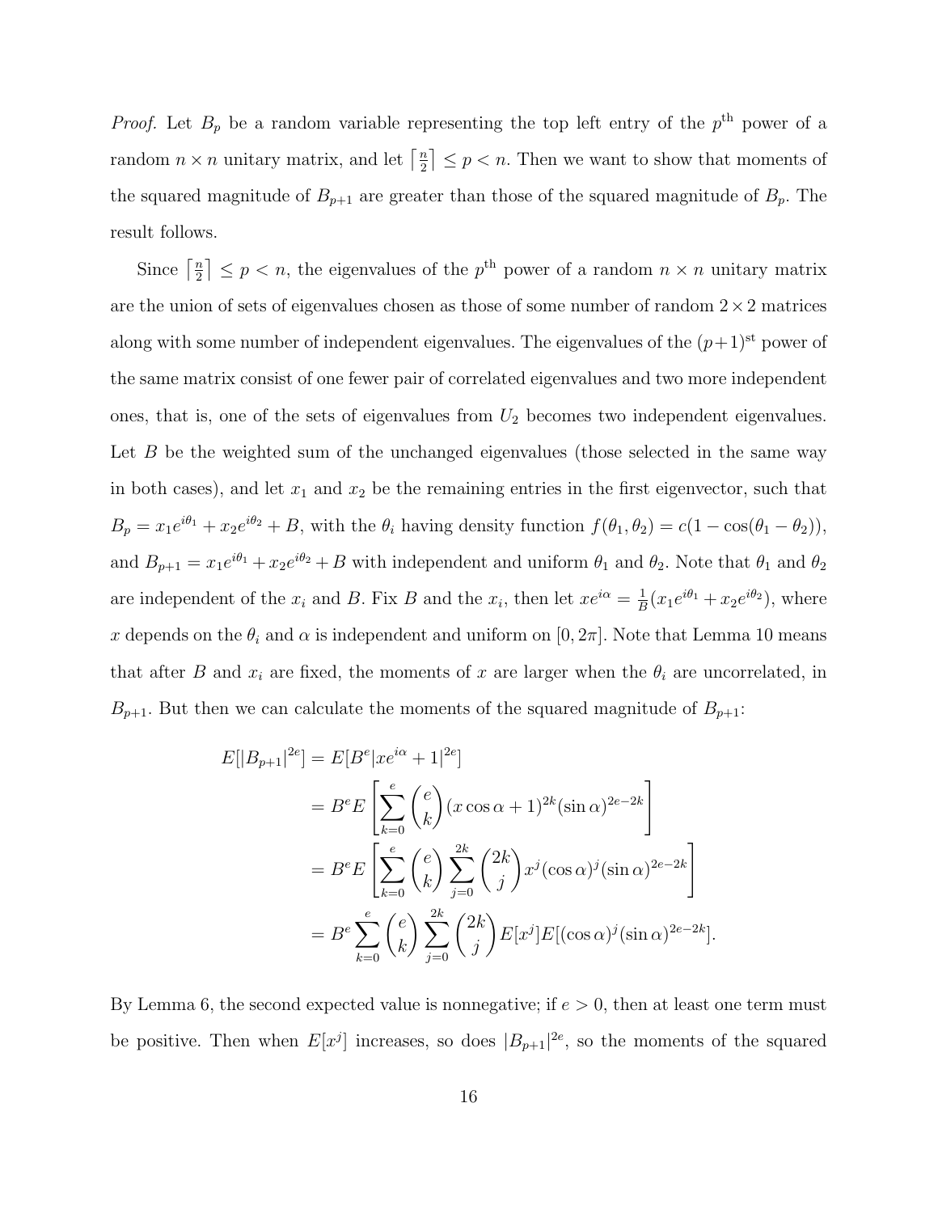*Proof.* Let $B_p$ be a random variable representing the top left entry of the $p^{\text{th}}$ power of a random $n \times n$ unitary matrix, and let $\lceil \frac{n}{2} \rceil \le p < n$. Then we want to show that moments of the squared magnitude of $B_{p+1}$ are greater than those of the squared magnitude of $B_p$. The result follows.

Since $\lceil \frac{n}{2} \rceil \le p < n$, the eigenvalues of the $p^{\text{th}}$ power of a random $n \times n$ unitary matrix are the union of sets of eigenvalues chosen as those of some number of random $2 \times 2$ matrices along with some number of independent eigenvalues. The eigenvalues of the $(p+1)^{\text{st}}$ power of the same matrix consist of one fewer pair of correlated eigenvalues and two more independent ones, that is, one of the sets of eigenvalues from $U_2$ becomes two independent eigenvalues. Let $B$ be the weighted sum of the unchanged eigenvalues (those selected in the same way in both cases), and let $x_1$ and $x_2$ be the remaining entries in the first eigenvector, such that $B_p = x_1 e^{i\theta_1} + x_2 e^{i\theta_2} + B$, with the $\theta_i$ having density function $f(\theta_1, \theta_2) = c(1 - \cos(\theta_1 - \theta_2))$, and $B_{p+1} = x_1 e^{i\theta_1} + x_2 e^{i\theta_2} + B$ with independent and uniform $\theta_1$ and $\theta_2$. Note that $\theta_1$ and $\theta_2$ are independent of the $x_i$ and $B$. Fix $B$ and the $x_i$, then let $xe^{i\alpha} = \frac{1}{B}(x_1 e^{i\theta_1} + x_2 e^{i\theta_2})$, where $x$ depends on the $\theta_i$ and $\alpha$ is independent and uniform on $[0, 2\pi]$. Note that Lemma 10 means that after $B$ and $x_i$ are fixed, the moments of $x$ are larger when the $\theta_i$ are uncorrelated, in $B_{p+1}$. But then we can calculate the moments of the squared magnitude of $B_{p+1}$:

$$
\begin{aligned}
E[|B_{p+1}|^{2e}] &= E[B^e |xe^{i\alpha} + 1|^{2e}] \\
&= B^e E\left[\sum_{k=0}^{e} \binom{e}{k} (x\cos\alpha + 1)^{2k} (\sin\alpha)^{2e-2k}\right] \\
&= B^e E\left[\sum_{k=0}^{e} \binom{e}{k} \sum_{j=0}^{2k} \binom{2k}{j} x^j (\cos\alpha)^j (\sin\alpha)^{2e-2k}\right] \\
&= B^e \sum_{k=0}^{e} \binom{e}{k} \sum_{j=0}^{2k} \binom{2k}{j} E[x^j] E[(\cos\alpha)^j (\sin\alpha)^{2e-2k}].
\end{aligned}
$$

By Lemma 6, the second expected value is nonnegative; if $e > 0$, then at least one term must be positive. Then when $E[x^j]$ increases, so does $|B_{p+1}|^{2e}$, so the moments of the squared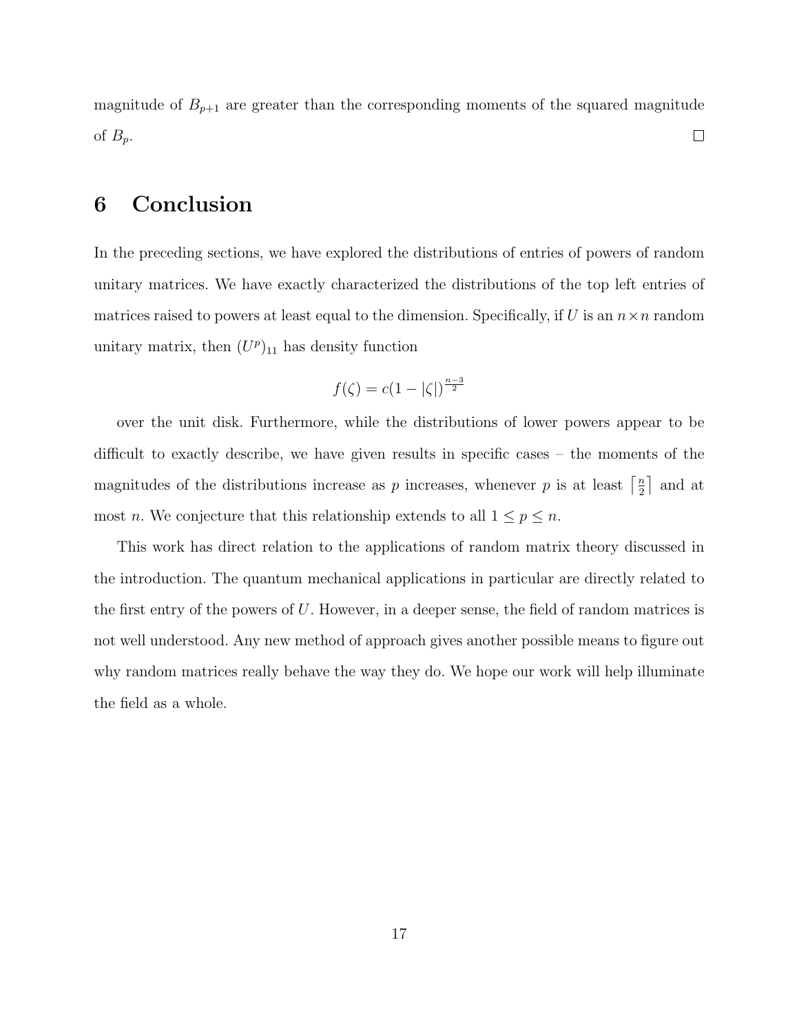magnitude of $B_{p+1}$ are greater than the corresponding moments of the squared magnitude of $B_p$. □

# 6 Conclusion

In the preceding sections, we have explored the distributions of entries of powers of random unitary matrices. We have exactly characterized the distributions of the top left entries of matrices raised to powers at least equal to the dimension. Specifically, if $U$ is an $n \times n$ random unitary matrix, then $(U^p)_{11}$ has density function

$$f(\zeta) = c(1 - |\zeta|)^{\frac{n-3}{2}}$$

over the unit disk. Furthermore, while the distributions of lower powers appear to be difficult to exactly describe, we have given results in specific cases – the moments of the magnitudes of the distributions increase as $p$ increases, whenever $p$ is at least $\lceil \frac{n}{2} \rceil$ and at most $n$. We conjecture that this relationship extends to all $1 \leq p \leq n$.

This work has direct relation to the applications of random matrix theory discussed in the introduction. The quantum mechanical applications in particular are directly related to the first entry of the powers of $U$. However, in a deeper sense, the field of random matrices is not well understood. Any new method of approach gives another possible means to figure out why random matrices really behave the way they do. We hope our work will help illuminate the field as a whole.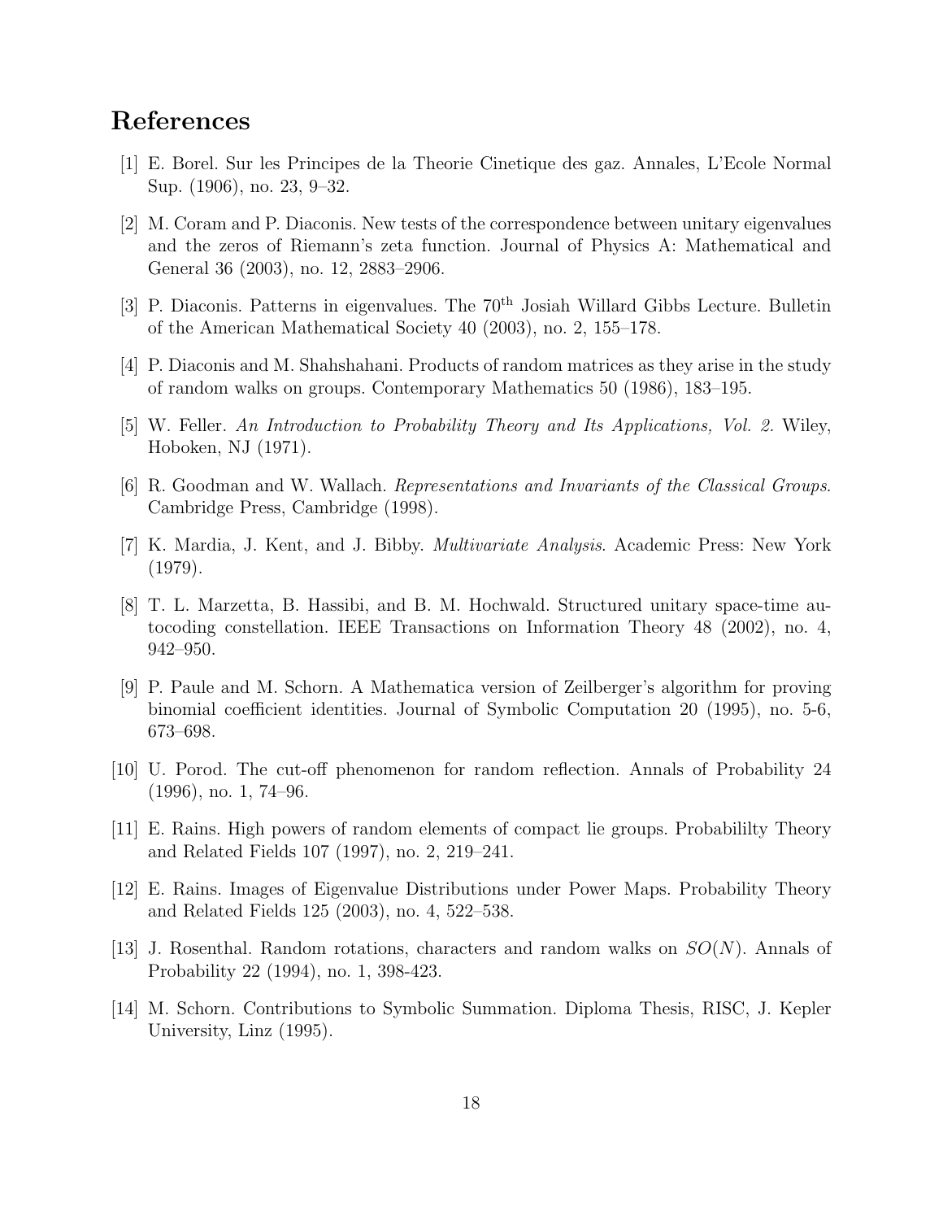# References

[1] E. Borel. Sur les Principes de la Theorie Cinetique des gaz. Annales, L'Ecole Normal Sup. (1906), no. 23, 9–32.

[2] M. Coram and P. Diaconis. New tests of the correspondence between unitary eigenvalues and the zeros of Riemann's zeta function. Journal of Physics A: Mathematical and General 36 (2003), no. 12, 2883–2906.

[3] P. Diaconis. Patterns in eigenvalues. The $70^{\text{th}}$ Josiah Willard Gibbs Lecture. Bulletin of the American Mathematical Society 40 (2003), no. 2, 155–178.

[4] P. Diaconis and M. Shahshahani. Products of random matrices as they arise in the study of random walks on groups. Contemporary Mathematics 50 (1986), 183–195.

[5] W. Feller. *An Introduction to Probability Theory and Its Applications, Vol. 2.* Wiley, Hoboken, NJ (1971).

[6] R. Goodman and W. Wallach. *Representations and Invariants of the Classical Groups.* Cambridge Press, Cambridge (1998).

[7] K. Mardia, J. Kent, and J. Bibby. *Multivariate Analysis*. Academic Press: New York (1979).

[8] T. L. Marzetta, B. Hassibi, and B. M. Hochwald. Structured unitary space-time autocoding constellation. IEEE Transactions on Information Theory 48 (2002), no. 4, 942–950.

[9] P. Paule and M. Schorn. A Mathematica version of Zeilberger's algorithm for proving binomial coefficient identities. Journal of Symbolic Computation 20 (1995), no. 5-6, 673–698.

[10] U. Porod. The cut-off phenomenon for random reflection. Annals of Probability 24 (1996), no. 1, 74–96.

[11] E. Rains. High powers of random elements of compact lie groups. Probabililty Theory and Related Fields 107 (1997), no. 2, 219–241.

[12] E. Rains. Images of Eigenvalue Distributions under Power Maps. Probability Theory and Related Fields 125 (2003), no. 4, 522–538.

[13] J. Rosenthal. Random rotations, characters and random walks on $SO(N)$. Annals of Probability 22 (1994), no. 1, 398-423.

[14] M. Schorn. Contributions to Symbolic Summation. Diploma Thesis, RISC, J. Kepler University, Linz (1995).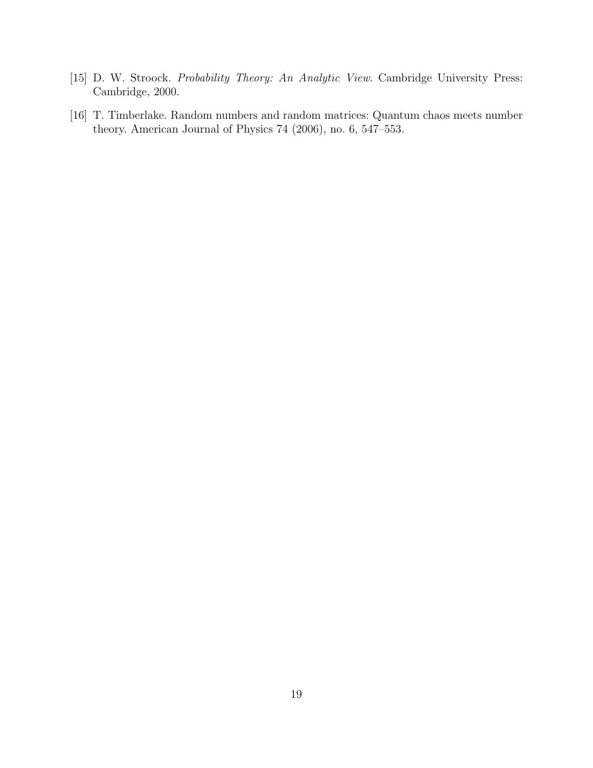[15] D. W. Stroock. *Probability Theory: An Analytic View*. Cambridge University Press: Cambridge, 2000.

[16] T. Timberlake. Random numbers and random matrices: Quantum chaos meets number theory. American Journal of Physics 74 (2006), no. 6, 547–553.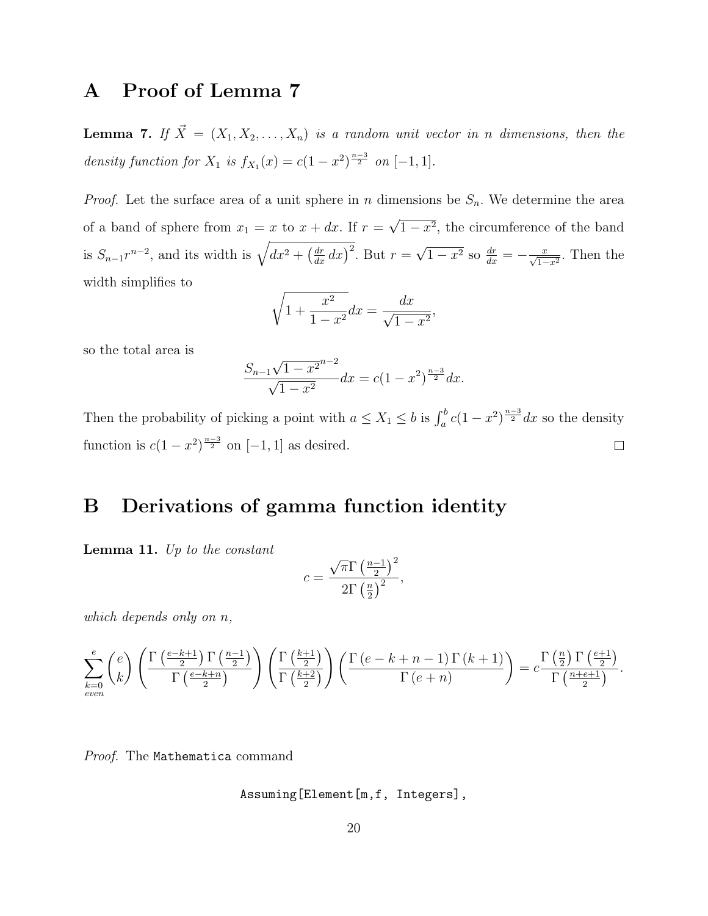# A Proof of Lemma 7

**Lemma 7.** *If $\vec{X} = (X_1, X_2, \ldots, X_n)$ is a random unit vector in $n$ dimensions, then the density function for $X_1$ is $f_{X_1}(x) = c(1-x^2)^{\frac{n-3}{2}}$ on $[-1,1]$.*

*Proof.* Let the surface area of a unit sphere in $n$ dimensions be $S_n$. We determine the area of a band of sphere from $x_1 = x$ to $x + dx$. If $r = \sqrt{1-x^2}$, the circumference of the band is $S_{n-1}r^{n-2}$, and its width is $\sqrt{dx^2 + \left(\frac{dr}{dx}\,dx\right)^2}$. But $r = \sqrt{1-x^2}$ so $\frac{dr}{dx} = -\frac{x}{\sqrt{1-x^2}}$. Then the width simplifies to

$$\sqrt{1 + \frac{x^2}{1-x^2}}dx = \frac{dx}{\sqrt{1-x^2}},$$

so the total area is

$$\frac{S_{n-1}\sqrt{1-x^2}^{n-2}}{\sqrt{1-x^2}}dx = c(1-x^2)^{\frac{n-3}{2}}dx.$$

Then the probability of picking a point with $a \leq X_1 \leq b$ is $\int_a^b c(1-x^2)^{\frac{n-3}{2}}dx$ so the density function is $c(1-x^2)^{\frac{n-3}{2}}$ on $[-1,1]$ as desired. $\square$

# B Derivations of gamma function identity

**Lemma 11.** *Up to the constant*

$$c = \frac{\sqrt{\pi}\Gamma\left(\frac{n-1}{2}\right)^2}{2\Gamma\left(\frac{n}{2}\right)^2},$$

*which depends only on $n$,*

$$\sum_{\substack{k=0 \\ even}}^{e} \binom{e}{k} \left(\frac{\Gamma\left(\frac{e-k+1}{2}\right)\Gamma\left(\frac{n-1}{2}\right)}{\Gamma\left(\frac{e-k+n}{2}\right)}\right) \left(\frac{\Gamma\left(\frac{k+1}{2}\right)}{\Gamma\left(\frac{k+2}{2}\right)}\right) \left(\frac{\Gamma\left(e-k+n-1\right)\Gamma\left(k+1\right)}{\Gamma\left(e+n\right)}\right) = c\frac{\Gamma\left(\frac{n}{2}\right)\Gamma\left(\frac{e+1}{2}\right)}{\Gamma\left(\frac{n+e+1}{2}\right)}.$$

*Proof.* The Mathematica command

```
Assuming[Element[m,f, Integers],
```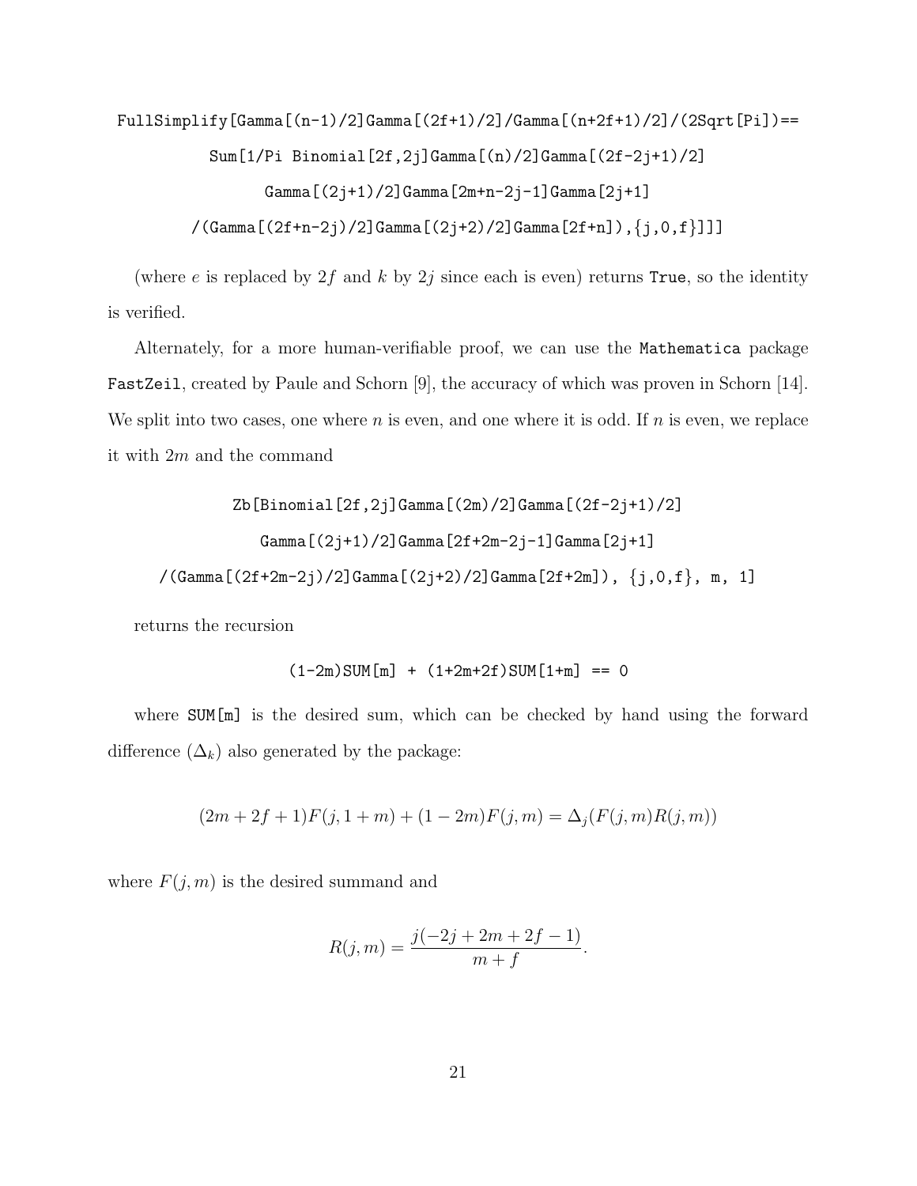```
FullSimplify[Gamma[(n-1)/2]Gamma[(2f+1)/2]/Gamma[(n+2f+1)/2]/(2Sqrt[Pi])==
    Sum[1/Pi Binomial[2f,2j]Gamma[(n)/2]Gamma[(2f-2j+1)/2]
    Gamma[(2j+1)/2]Gamma[2m+n-2j-1]Gamma[2j+1]
    /(Gamma[(2f+n-2j)/2]Gamma[(2j+2)/2]Gamma[2f+n]),{j,0,f}]]]
```

(where $e$ is replaced by $2f$ and $k$ by $2j$ since each is even) returns `True`, so the identity is verified.

Alternately, for a more human-verifiable proof, we can use the `Mathematica` package `FastZeil`, created by Paule and Schorn [9], the accuracy of which was proven in Schorn [14]. We split into two cases, one where $n$ is even, and one where it is odd. If $n$ is even, we replace it with $2m$ and the command

```
Zb[Binomial[2f,2j]Gamma[(2m)/2]Gamma[(2f-2j+1)/2]
    Gamma[(2j+1)/2]Gamma[2f+2m-2j-1]Gamma[2j+1]
    /(Gamma[(2f+2m-2j)/2]Gamma[(2j+2)/2]Gamma[2f+2m]), {j,0,f}, m, 1]
```

returns the recursion

```
(1-2m)SUM[m] + (1+2m+2f)SUM[1+m] == 0
```

where `SUM[m]` is the desired sum, which can be checked by hand using the forward difference ($\Delta_k$) also generated by the package:

$$(2m + 2f + 1)F(j, 1 + m) + (1 - 2m)F(j, m) = \Delta_j(F(j, m)R(j, m))$$

where $F(j, m)$ is the desired summand and

$$R(j, m) = \frac{j(-2j + 2m + 2f - 1)}{m + f}.$$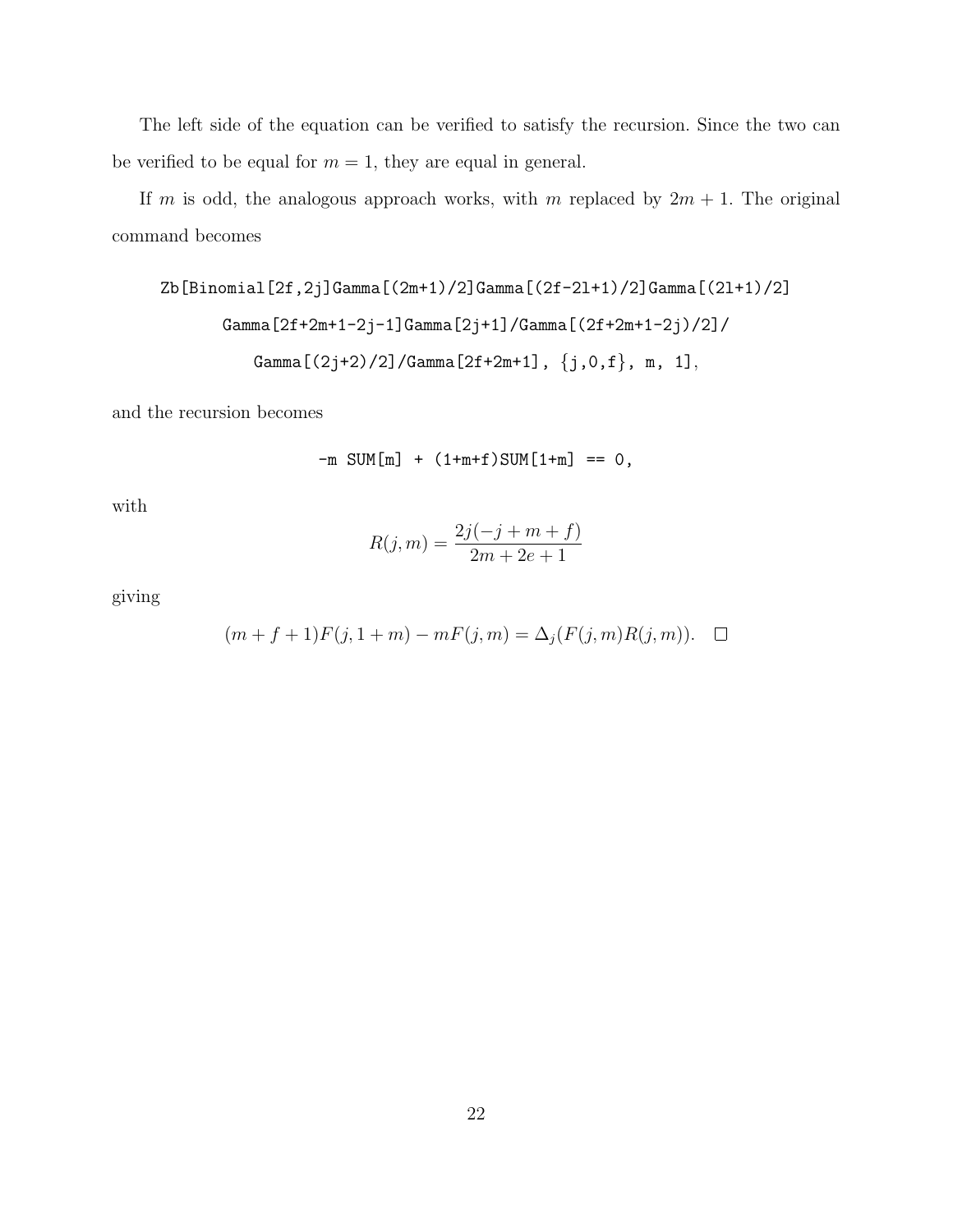The left side of the equation can be verified to satisfy the recursion. Since the two can be verified to be equal for $m = 1$, they are equal in general.

If $m$ is odd, the analogous approach works, with $m$ replaced by $2m + 1$. The original command becomes

```
Zb[Binomial[2f,2j]Gamma[(2m+1)/2]Gamma[(2f-2l+1)/2]Gamma[(2l+1)/2]
    Gamma[2f+2m+1-2j-1]Gamma[2j+1]/Gamma[(2f+2m+1-2j)/2]/
        Gamma[(2j+2)/2]/Gamma[2f+2m+1], {j,0,f}, m, 1],
```

and the recursion becomes

```
-m SUM[m] + (1+m+f)SUM[1+m] == 0,
```

with

$$R(j, m) = \frac{2j(-j + m + f)}{2m + 2e + 1}$$

giving

$$(m + f + 1)F(j, 1 + m) - mF(j, m) = \Delta_j(F(j, m)R(j, m)). \quad \square$$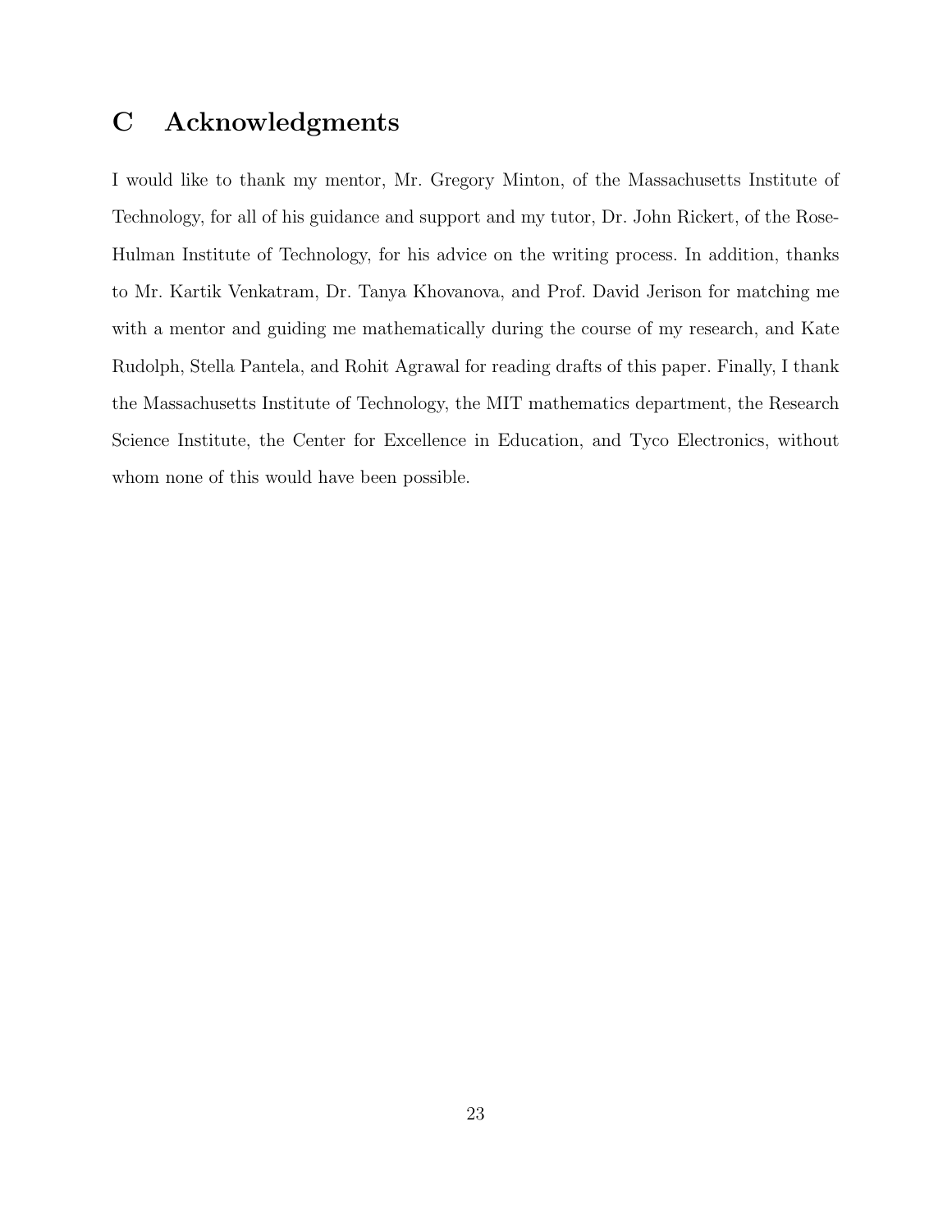# C Acknowledgments

I would like to thank my mentor, Mr. Gregory Minton, of the Massachusetts Institute of Technology, for all of his guidance and support and my tutor, Dr. John Rickert, of the Rose-Hulman Institute of Technology, for his advice on the writing process. In addition, thanks to Mr. Kartik Venkatram, Dr. Tanya Khovanova, and Prof. David Jerison for matching me with a mentor and guiding me mathematically during the course of my research, and Kate Rudolph, Stella Pantela, and Rohit Agrawal for reading drafts of this paper. Finally, I thank the Massachusetts Institute of Technology, the MIT mathematics department, the Research Science Institute, the Center for Excellence in Education, and Tyco Electronics, without whom none of this would have been possible.